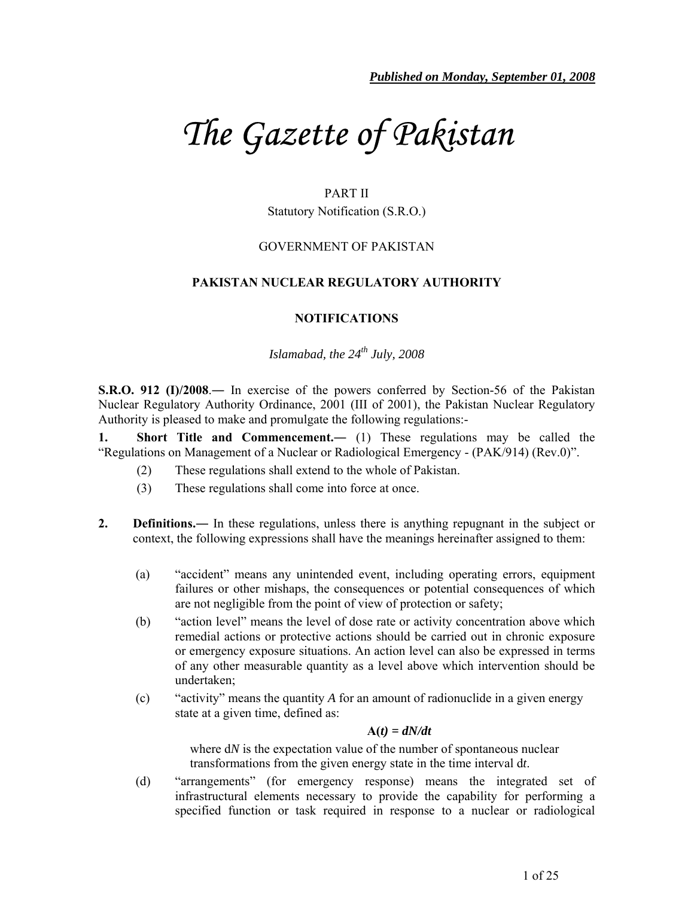***Published on Monday, September 01, 2008***

# *The Gazette of Pakistan*

PART II

Statutory Notification (S.R.O.)

GOVERNMENT OF PAKISTAN

**PAKISTAN NUCLEAR REGULATORY AUTHORITY**

**NOTIFICATIONS**

*Islamabad, the 24th July, 2008*

**S.R.O. 912 (I)/2008**.― In exercise of the powers conferred by Section-56 of the Pakistan Nuclear Regulatory Authority Ordinance, 2001 (III of 2001), the Pakistan Nuclear Regulatory Authority is pleased to make and promulgate the following regulations:-

**1. Short Title and Commencement.―** (1) These regulations may be called the "Regulations on Management of a Nuclear or Radiological Emergency - (PAK/914) (Rev.0)".

(2) These regulations shall extend to the whole of Pakistan.

(3) These regulations shall come into force at once.

**2. Definitions.―** In these regulations, unless there is anything repugnant in the subject or context, the following expressions shall have the meanings hereinafter assigned to them:

(a) "accident" means any unintended event, including operating errors, equipment failures or other mishaps, the consequences or potential consequences of which are not negligible from the point of view of protection or safety;

(b) "action level" means the level of dose rate or activity concentration above which remedial actions or protective actions should be carried out in chronic exposure or emergency exposure situations. An action level can also be expressed in terms of any other measurable quantity as a level above which intervention should be undertaken;

(c) "activity" means the quantity $A$ for an amount of radionuclide in a given energy state at a given time, defined as:

$$A(t) = dN/dt$$

where $dN$ is the expectation value of the number of spontaneous nuclear transformations from the given energy state in the time interval $dt$.

(d) "arrangements" (for emergency response) means the integrated set of infrastructural elements necessary to provide the capability for performing a specified function or task required in response to a nuclear or radiological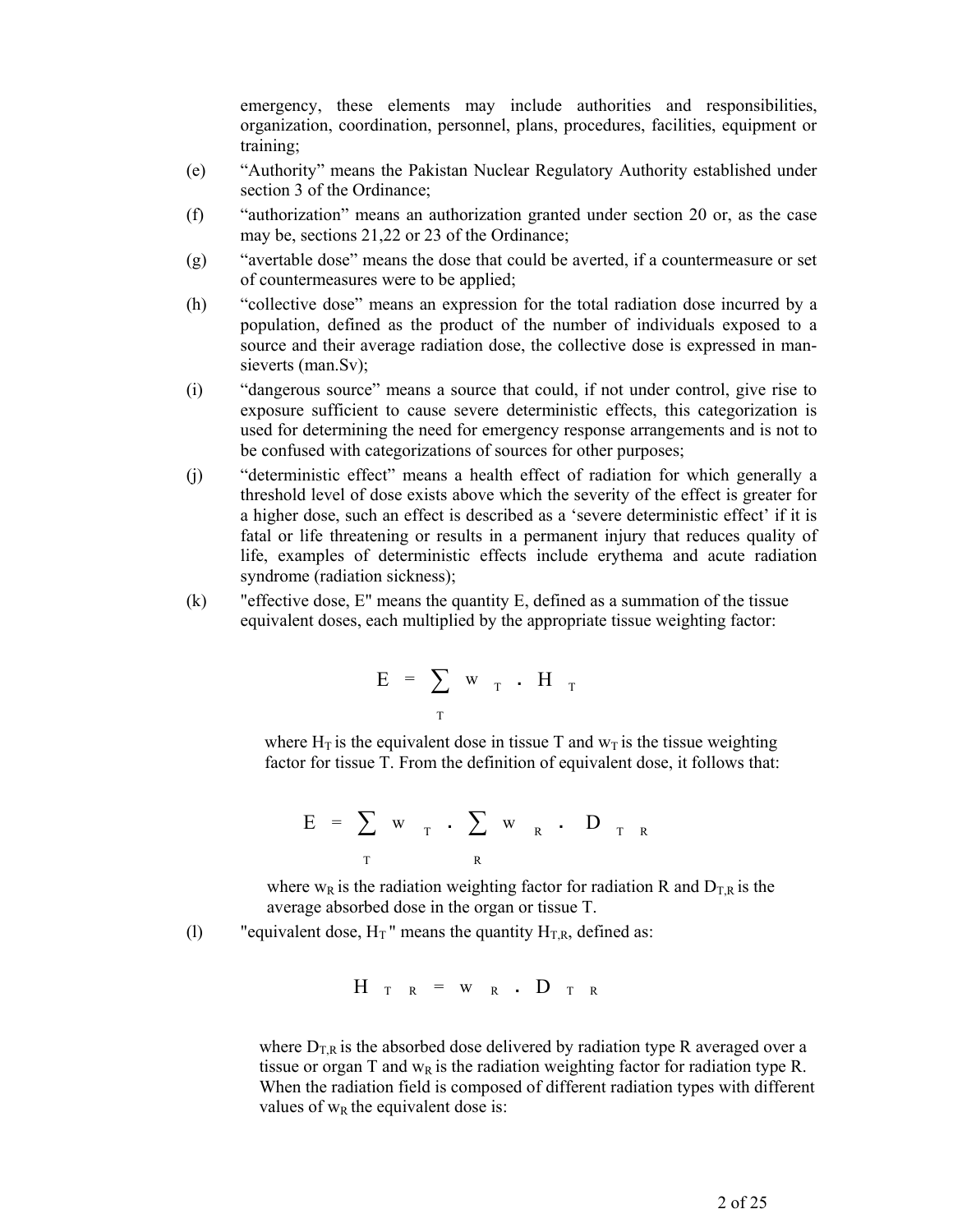emergency, these elements may include authorities and responsibilities, organization, coordination, personnel, plans, procedures, facilities, equipment or training;

(e) "Authority" means the Pakistan Nuclear Regulatory Authority established under section 3 of the Ordinance;

(f) "authorization" means an authorization granted under section 20 or, as the case may be, sections 21,22 or 23 of the Ordinance;

(g) "avertable dose" means the dose that could be averted, if a countermeasure or set of countermeasures were to be applied;

(h) "collective dose" means an expression for the total radiation dose incurred by a population, defined as the product of the number of individuals exposed to a source and their average radiation dose, the collective dose is expressed in man-sieverts (man.Sv);

(i) "dangerous source" means a source that could, if not under control, give rise to exposure sufficient to cause severe deterministic effects, this categorization is used for determining the need for emergency response arrangements and is not to be confused with categorizations of sources for other purposes;

(j) "deterministic effect" means a health effect of radiation for which generally a threshold level of dose exists above which the severity of the effect is greater for a higher dose, such an effect is described as a 'severe deterministic effect' if it is fatal or life threatening or results in a permanent injury that reduces quality of life, examples of deterministic effects include erythema and acute radiation syndrome (radiation sickness);

(k) "effective dose, E" means the quantity E, defined as a summation of the tissue equivalent doses, each multiplied by the appropriate tissue weighting factor:

$$E = \sum_{T} w_T \cdot H_T$$

where $H_T$ is the equivalent dose in tissue T and $w_T$ is the tissue weighting factor for tissue T. From the definition of equivalent dose, it follows that:

$$E = \sum_{T} w_T \cdot \sum_{R} w_R \cdot D_{TR}$$

where $w_R$ is the radiation weighting factor for radiation R and $D_{T,R}$ is the average absorbed dose in the organ or tissue T.

(l) "equivalent dose, $H_T$" means the quantity $H_{T,R}$, defined as:

$$H_{TR} = w_R \cdot D_{TR}$$

where $D_{T,R}$ is the absorbed dose delivered by radiation type R averaged over a tissue or organ T and $w_R$ is the radiation weighting factor for radiation type R. When the radiation field is composed of different radiation types with different values of $w_R$ the equivalent dose is: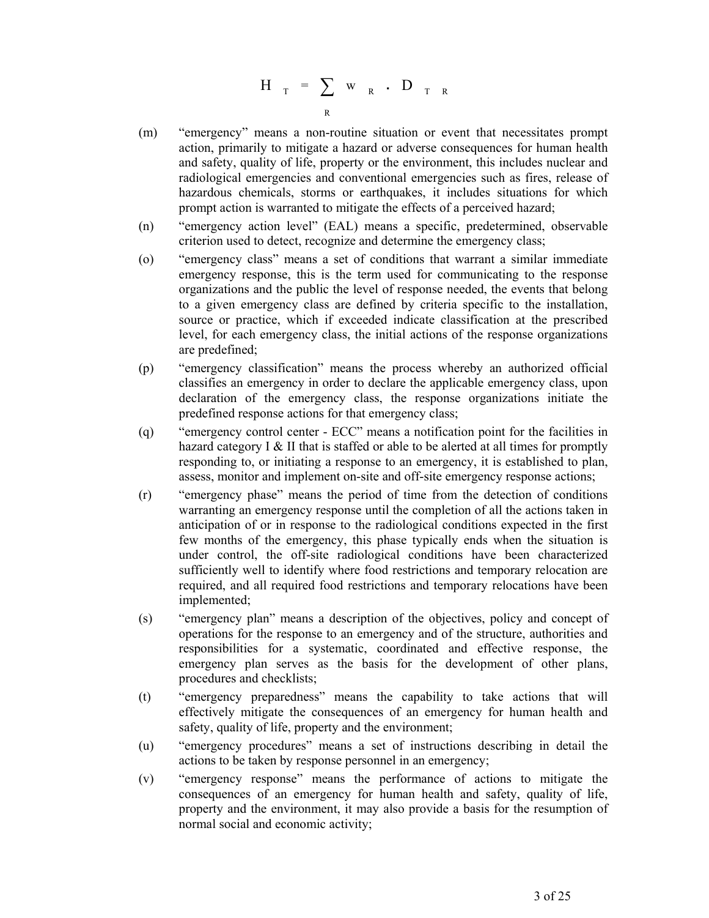$$H_T = \sum_R w_R \cdot D_{TR}$$

(m) "emergency" means a non-routine situation or event that necessitates prompt action, primarily to mitigate a hazard or adverse consequences for human health and safety, quality of life, property or the environment, this includes nuclear and radiological emergencies and conventional emergencies such as fires, release of hazardous chemicals, storms or earthquakes, it includes situations for which prompt action is warranted to mitigate the effects of a perceived hazard;

(n) "emergency action level" (EAL) means a specific, predetermined, observable criterion used to detect, recognize and determine the emergency class;

(o) "emergency class" means a set of conditions that warrant a similar immediate emergency response, this is the term used for communicating to the response organizations and the public the level of response needed, the events that belong to a given emergency class are defined by criteria specific to the installation, source or practice, which if exceeded indicate classification at the prescribed level, for each emergency class, the initial actions of the response organizations are predefined;

(p) "emergency classification" means the process whereby an authorized official classifies an emergency in order to declare the applicable emergency class, upon declaration of the emergency class, the response organizations initiate the predefined response actions for that emergency class;

(q) "emergency control center - ECC" means a notification point for the facilities in hazard category I & II that is staffed or able to be alerted at all times for promptly responding to, or initiating a response to an emergency, it is established to plan, assess, monitor and implement on-site and off-site emergency response actions;

(r) "emergency phase" means the period of time from the detection of conditions warranting an emergency response until the completion of all the actions taken in anticipation of or in response to the radiological conditions expected in the first few months of the emergency, this phase typically ends when the situation is under control, the off-site radiological conditions have been characterized sufficiently well to identify where food restrictions and temporary relocation are required, and all required food restrictions and temporary relocations have been implemented;

(s) "emergency plan" means a description of the objectives, policy and concept of operations for the response to an emergency and of the structure, authorities and responsibilities for a systematic, coordinated and effective response, the emergency plan serves as the basis for the development of other plans, procedures and checklists;

(t) "emergency preparedness" means the capability to take actions that will effectively mitigate the consequences of an emergency for human health and safety, quality of life, property and the environment;

(u) "emergency procedures" means a set of instructions describing in detail the actions to be taken by response personnel in an emergency;

(v) "emergency response" means the performance of actions to mitigate the consequences of an emergency for human health and safety, quality of life, property and the environment, it may also provide a basis for the resumption of normal social and economic activity;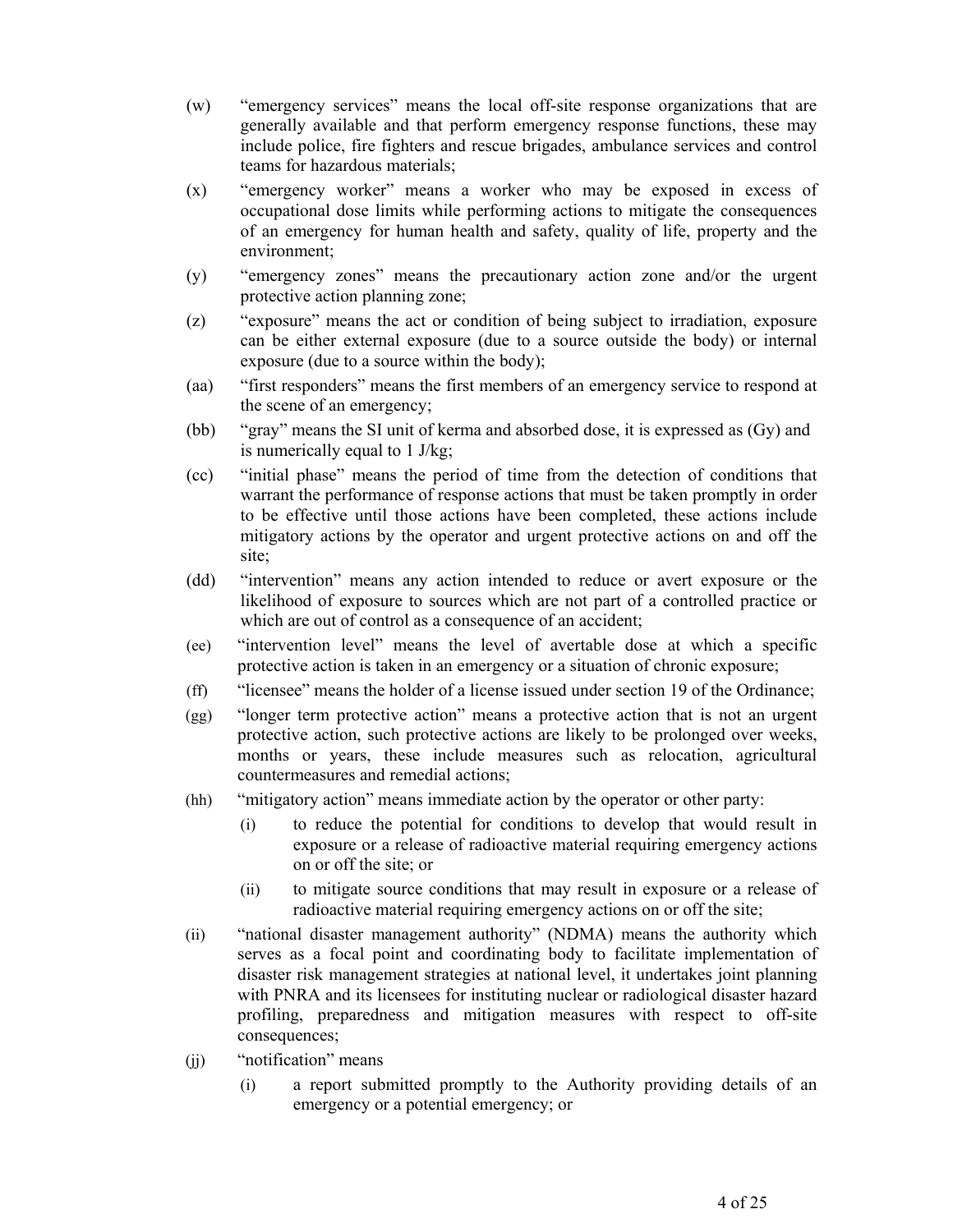(w) "emergency services" means the local off-site response organizations that are generally available and that perform emergency response functions, these may include police, fire fighters and rescue brigades, ambulance services and control teams for hazardous materials;

(x) "emergency worker" means a worker who may be exposed in excess of occupational dose limits while performing actions to mitigate the consequences of an emergency for human health and safety, quality of life, property and the environment;

(y) "emergency zones" means the precautionary action zone and/or the urgent protective action planning zone;

(z) "exposure" means the act or condition of being subject to irradiation, exposure can be either external exposure (due to a source outside the body) or internal exposure (due to a source within the body);

(aa) "first responders" means the first members of an emergency service to respond at the scene of an emergency;

(bb) "gray" means the SI unit of kerma and absorbed dose, it is expressed as (Gy) and is numerically equal to 1 J/kg;

(cc) "initial phase" means the period of time from the detection of conditions that warrant the performance of response actions that must be taken promptly in order to be effective until those actions have been completed, these actions include mitigatory actions by the operator and urgent protective actions on and off the site;

(dd) "intervention" means any action intended to reduce or avert exposure or the likelihood of exposure to sources which are not part of a controlled practice or which are out of control as a consequence of an accident;

(ee) "intervention level" means the level of avertable dose at which a specific protective action is taken in an emergency or a situation of chronic exposure;

(ff) "licensee" means the holder of a license issued under section 19 of the Ordinance;

(gg) "longer term protective action" means a protective action that is not an urgent protective action, such protective actions are likely to be prolonged over weeks, months or years, these include measures such as relocation, agricultural countermeasures and remedial actions;

(hh) "mitigatory action" means immediate action by the operator or other party:

   (i) to reduce the potential for conditions to develop that would result in exposure or a release of radioactive material requiring emergency actions on or off the site; or

   (ii) to mitigate source conditions that may result in exposure or a release of radioactive material requiring emergency actions on or off the site;

(ii) "national disaster management authority" (NDMA) means the authority which serves as a focal point and coordinating body to facilitate implementation of disaster risk management strategies at national level, it undertakes joint planning with PNRA and its licensees for instituting nuclear or radiological disaster hazard profiling, preparedness and mitigation measures with respect to off-site consequences;

(jj) "notification" means

   (i) a report submitted promptly to the Authority providing details of an emergency or a potential emergency; or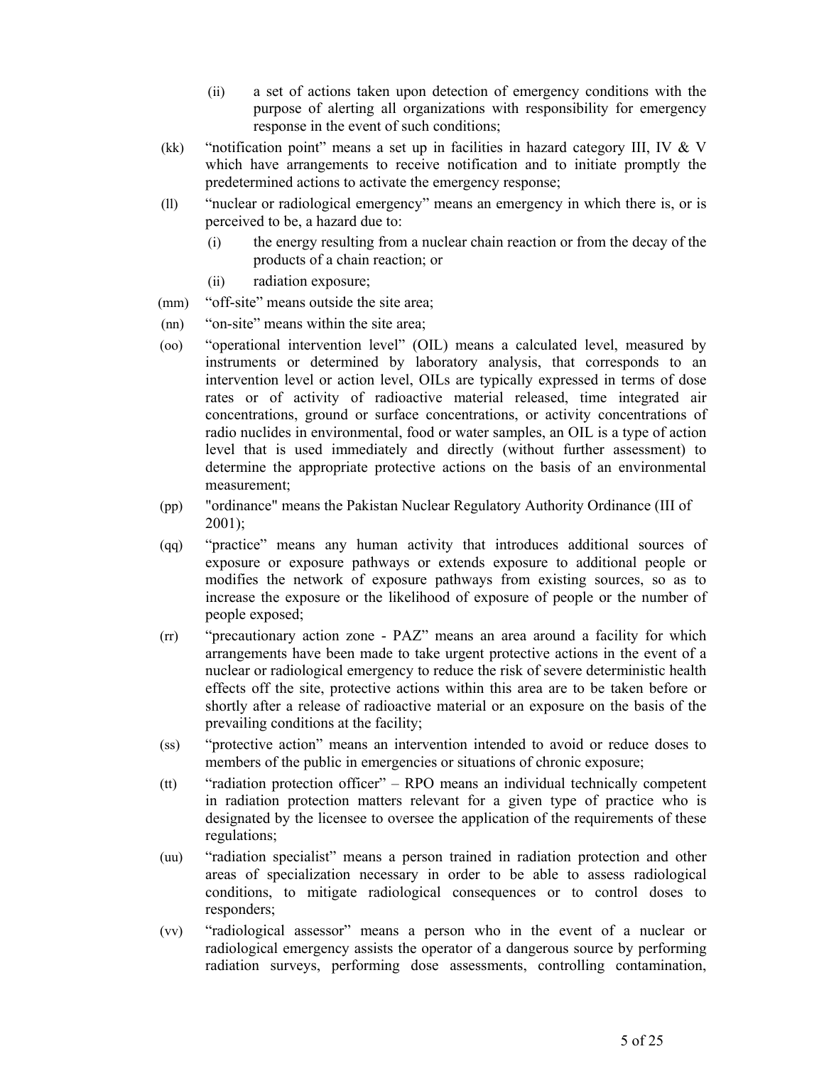(ii) a set of actions taken upon detection of emergency conditions with the purpose of alerting all organizations with responsibility for emergency response in the event of such conditions;

(kk) "notification point" means a set up in facilities in hazard category III, IV & V which have arrangements to receive notification and to initiate promptly the predetermined actions to activate the emergency response;

(ll) "nuclear or radiological emergency" means an emergency in which there is, or is perceived to be, a hazard due to:

(i) the energy resulting from a nuclear chain reaction or from the decay of the products of a chain reaction; or

(ii) radiation exposure;

(mm) "off-site" means outside the site area;

(nn) "on-site" means within the site area;

(oo) "operational intervention level" (OIL) means a calculated level, measured by instruments or determined by laboratory analysis, that corresponds to an intervention level or action level, OILs are typically expressed in terms of dose rates or of activity of radioactive material released, time integrated air concentrations, ground or surface concentrations, or activity concentrations of radio nuclides in environmental, food or water samples, an OIL is a type of action level that is used immediately and directly (without further assessment) to determine the appropriate protective actions on the basis of an environmental measurement;

(pp) "ordinance" means the Pakistan Nuclear Regulatory Authority Ordinance (III of 2001);

(qq) "practice" means any human activity that introduces additional sources of exposure or exposure pathways or extends exposure to additional people or modifies the network of exposure pathways from existing sources, so as to increase the exposure or the likelihood of exposure of people or the number of people exposed;

(rr) "precautionary action zone - PAZ" means an area around a facility for which arrangements have been made to take urgent protective actions in the event of a nuclear or radiological emergency to reduce the risk of severe deterministic health effects off the site, protective actions within this area are to be taken before or shortly after a release of radioactive material or an exposure on the basis of the prevailing conditions at the facility;

(ss) "protective action" means an intervention intended to avoid or reduce doses to members of the public in emergencies or situations of chronic exposure;

(tt) "radiation protection officer" – RPO means an individual technically competent in radiation protection matters relevant for a given type of practice who is designated by the licensee to oversee the application of the requirements of these regulations;

(uu) "radiation specialist" means a person trained in radiation protection and other areas of specialization necessary in order to be able to assess radiological conditions, to mitigate radiological consequences or to control doses to responders;

(vv) "radiological assessor" means a person who in the event of a nuclear or radiological emergency assists the operator of a dangerous source by performing radiation surveys, performing dose assessments, controlling contamination,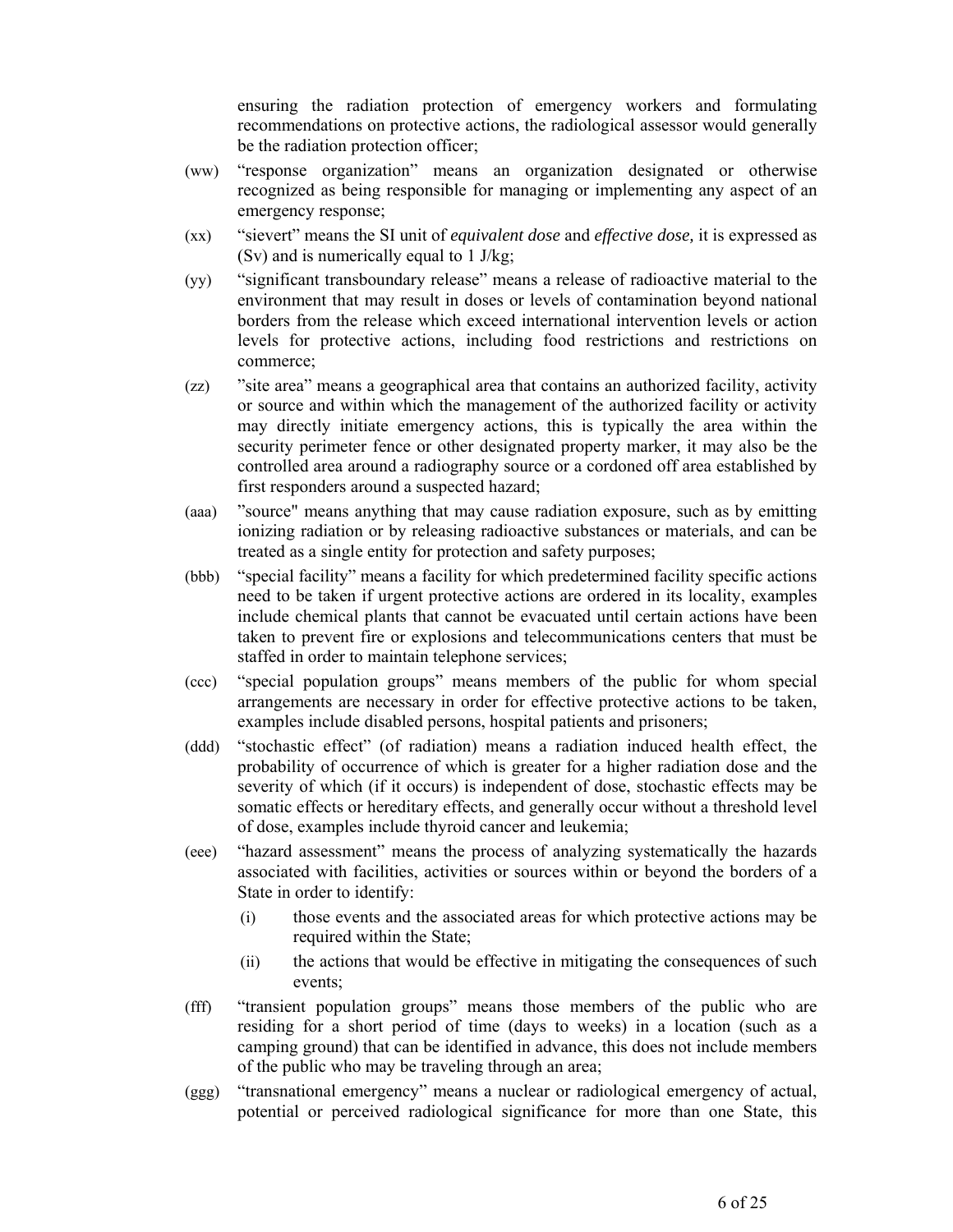ensuring the radiation protection of emergency workers and formulating recommendations on protective actions, the radiological assessor would generally be the radiation protection officer;

(ww) "response organization" means an organization designated or otherwise recognized as being responsible for managing or implementing any aspect of an emergency response;

(xx) "sievert" means the SI unit of *equivalent dose* and *effective dose,* it is expressed as (Sv) and is numerically equal to 1 J/kg;

(yy) "significant transboundary release" means a release of radioactive material to the environment that may result in doses or levels of contamination beyond national borders from the release which exceed international intervention levels or action levels for protective actions, including food restrictions and restrictions on commerce;

(zz) "site area" means a geographical area that contains an authorized facility, activity or source and within which the management of the authorized facility or activity may directly initiate emergency actions, this is typically the area within the security perimeter fence or other designated property marker, it may also be the controlled area around a radiography source or a cordoned off area established by first responders around a suspected hazard;

(aaa) "source" means anything that may cause radiation exposure, such as by emitting ionizing radiation or by releasing radioactive substances or materials, and can be treated as a single entity for protection and safety purposes;

(bbb) "special facility" means a facility for which predetermined facility specific actions need to be taken if urgent protective actions are ordered in its locality, examples include chemical plants that cannot be evacuated until certain actions have been taken to prevent fire or explosions and telecommunications centers that must be staffed in order to maintain telephone services;

(ccc) "special population groups" means members of the public for whom special arrangements are necessary in order for effective protective actions to be taken, examples include disabled persons, hospital patients and prisoners;

(ddd) "stochastic effect" (of radiation) means a radiation induced health effect, the probability of occurrence of which is greater for a higher radiation dose and the severity of which (if it occurs) is independent of dose, stochastic effects may be somatic effects or hereditary effects, and generally occur without a threshold level of dose, examples include thyroid cancer and leukemia;

(eee) "hazard assessment" means the process of analyzing systematically the hazards associated with facilities, activities or sources within or beyond the borders of a State in order to identify:

  (i) those events and the associated areas for which protective actions may be required within the State;

  (ii) the actions that would be effective in mitigating the consequences of such events;

(fff) "transient population groups" means those members of the public who are residing for a short period of time (days to weeks) in a location (such as a camping ground) that can be identified in advance, this does not include members of the public who may be traveling through an area;

(ggg) "transnational emergency" means a nuclear or radiological emergency of actual, potential or perceived radiological significance for more than one State, this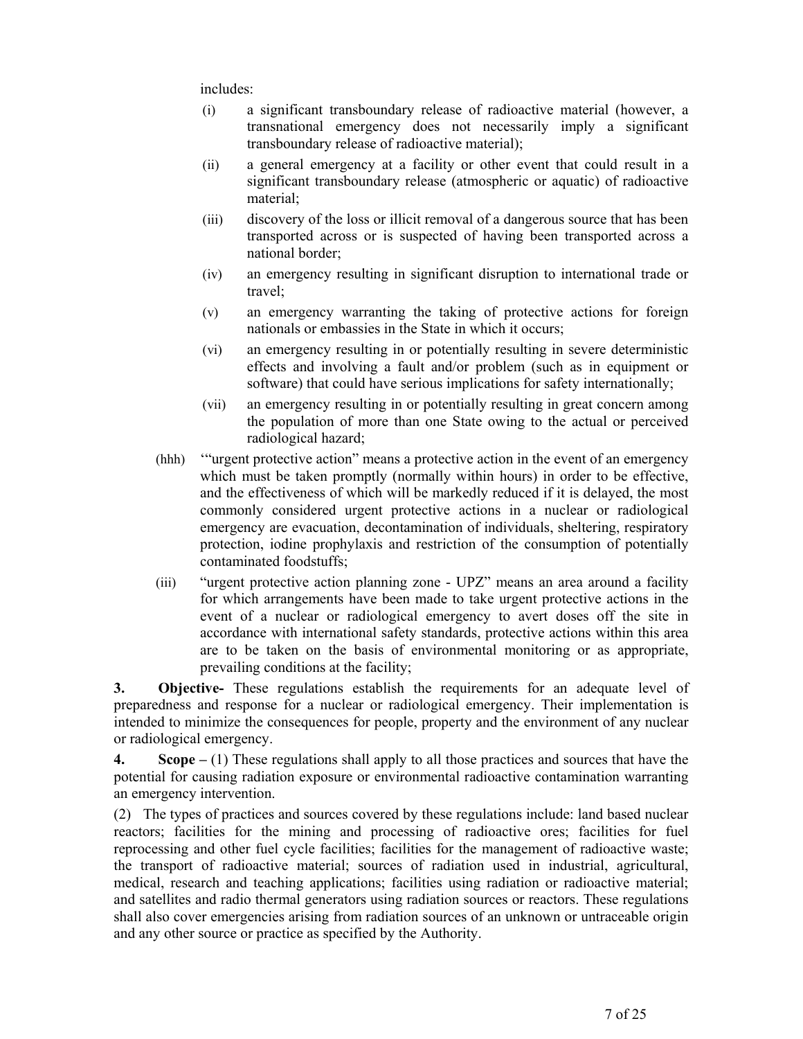includes:

(i) a significant transboundary release of radioactive material (however, a transnational emergency does not necessarily imply a significant transboundary release of radioactive material);

(ii) a general emergency at a facility or other event that could result in a significant transboundary release (atmospheric or aquatic) of radioactive material;

(iii) discovery of the loss or illicit removal of a dangerous source that has been transported across or is suspected of having been transported across a national border;

(iv) an emergency resulting in significant disruption to international trade or travel;

(v) an emergency warranting the taking of protective actions for foreign nationals or embassies in the State in which it occurs;

(vi) an emergency resulting in or potentially resulting in severe deterministic effects and involving a fault and/or problem (such as in equipment or software) that could have serious implications for safety internationally;

(vii) an emergency resulting in or potentially resulting in great concern among the population of more than one State owing to the actual or perceived radiological hazard;

(hhh) '"urgent protective action" means a protective action in the event of an emergency which must be taken promptly (normally within hours) in order to be effective, and the effectiveness of which will be markedly reduced if it is delayed, the most commonly considered urgent protective actions in a nuclear or radiological emergency are evacuation, decontamination of individuals, sheltering, respiratory protection, iodine prophylaxis and restriction of the consumption of potentially contaminated foodstuffs;

(iii) "urgent protective action planning zone - UPZ" means an area around a facility for which arrangements have been made to take urgent protective actions in the event of a nuclear or radiological emergency to avert doses off the site in accordance with international safety standards, protective actions within this area are to be taken on the basis of environmental monitoring or as appropriate, prevailing conditions at the facility;

**3. Objective-** These regulations establish the requirements for an adequate level of preparedness and response for a nuclear or radiological emergency. Their implementation is intended to minimize the consequences for people, property and the environment of any nuclear or radiological emergency.

**4. Scope –** (1) These regulations shall apply to all those practices and sources that have the potential for causing radiation exposure or environmental radioactive contamination warranting an emergency intervention.

(2) The types of practices and sources covered by these regulations include: land based nuclear reactors; facilities for the mining and processing of radioactive ores; facilities for fuel reprocessing and other fuel cycle facilities; facilities for the management of radioactive waste; the transport of radioactive material; sources of radiation used in industrial, agricultural, medical, research and teaching applications; facilities using radiation or radioactive material; and satellites and radio thermal generators using radiation sources or reactors. These regulations shall also cover emergencies arising from radiation sources of an unknown or untraceable origin and any other source or practice as specified by the Authority.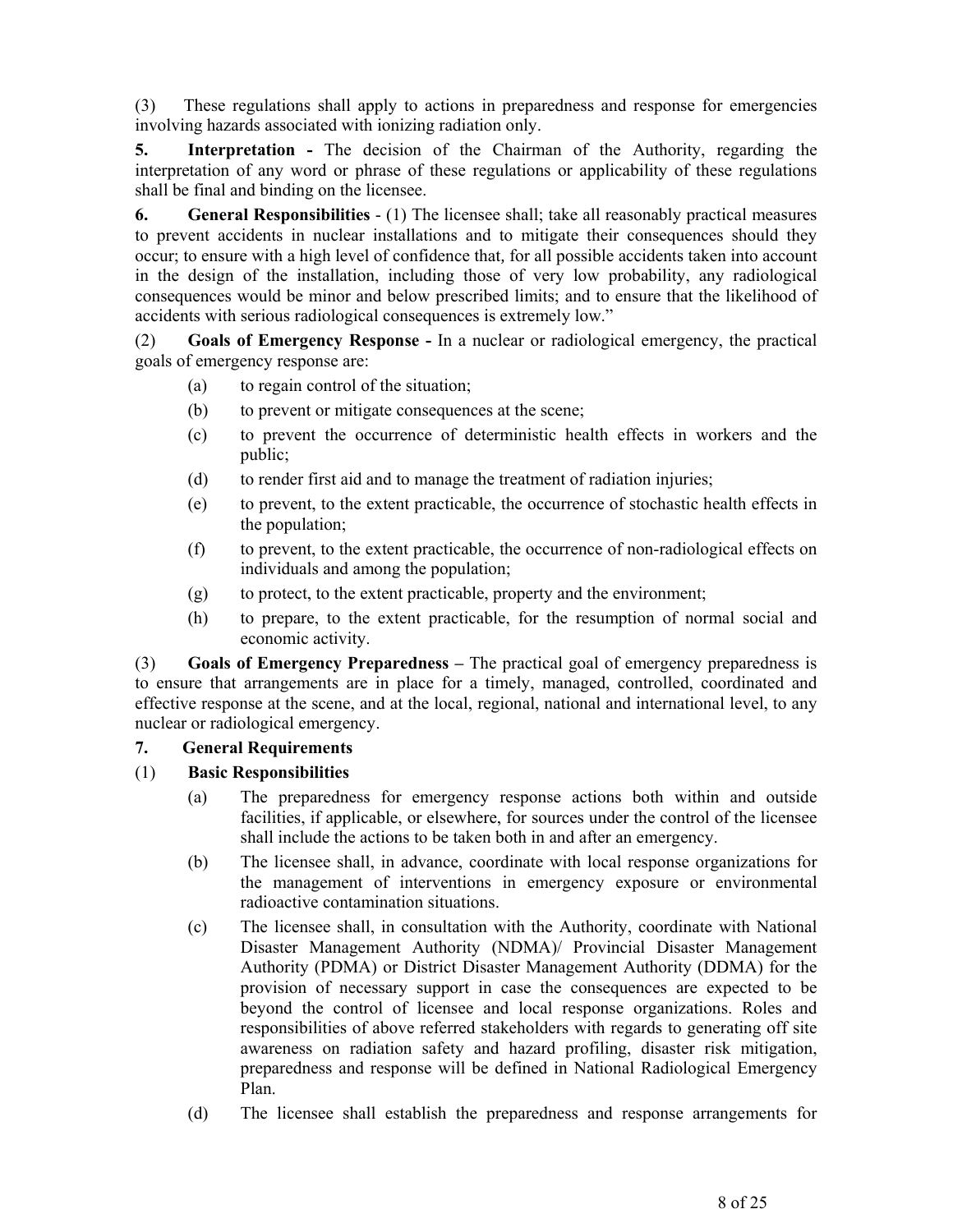(3) These regulations shall apply to actions in preparedness and response for emergencies involving hazards associated with ionizing radiation only.

**5. Interpretation -** The decision of the Chairman of the Authority, regarding the interpretation of any word or phrase of these regulations or applicability of these regulations shall be final and binding on the licensee.

**6. General Responsibilities** - (1) The licensee shall; take all reasonably practical measures to prevent accidents in nuclear installations and to mitigate their consequences should they occur; to ensure with a high level of confidence that, for all possible accidents taken into account in the design of the installation, including those of very low probability, any radiological consequences would be minor and below prescribed limits; and to ensure that the likelihood of accidents with serious radiological consequences is extremely low."

(2) **Goals of Emergency Response -** In a nuclear or radiological emergency, the practical goals of emergency response are:

- (a) to regain control of the situation;
- (b) to prevent or mitigate consequences at the scene;
- (c) to prevent the occurrence of deterministic health effects in workers and the public;
- (d) to render first aid and to manage the treatment of radiation injuries;
- (e) to prevent, to the extent practicable, the occurrence of stochastic health effects in the population;
- (f) to prevent, to the extent practicable, the occurrence of non-radiological effects on individuals and among the population;
- (g) to protect, to the extent practicable, property and the environment;
- (h) to prepare, to the extent practicable, for the resumption of normal social and economic activity.

(3) **Goals of Emergency Preparedness –** The practical goal of emergency preparedness is to ensure that arrangements are in place for a timely, managed, controlled, coordinated and effective response at the scene, and at the local, regional, national and international level, to any nuclear or radiological emergency.

**7. General Requirements**

(1) **Basic Responsibilities**

- (a) The preparedness for emergency response actions both within and outside facilities, if applicable, or elsewhere, for sources under the control of the licensee shall include the actions to be taken both in and after an emergency.
- (b) The licensee shall, in advance, coordinate with local response organizations for the management of interventions in emergency exposure or environmental radioactive contamination situations.
- (c) The licensee shall, in consultation with the Authority, coordinate with National Disaster Management Authority (NDMA)/ Provincial Disaster Management Authority (PDMA) or District Disaster Management Authority (DDMA) for the provision of necessary support in case the consequences are expected to be beyond the control of licensee and local response organizations. Roles and responsibilities of above referred stakeholders with regards to generating off site awareness on radiation safety and hazard profiling, disaster risk mitigation, preparedness and response will be defined in National Radiological Emergency Plan.
- (d) The licensee shall establish the preparedness and response arrangements for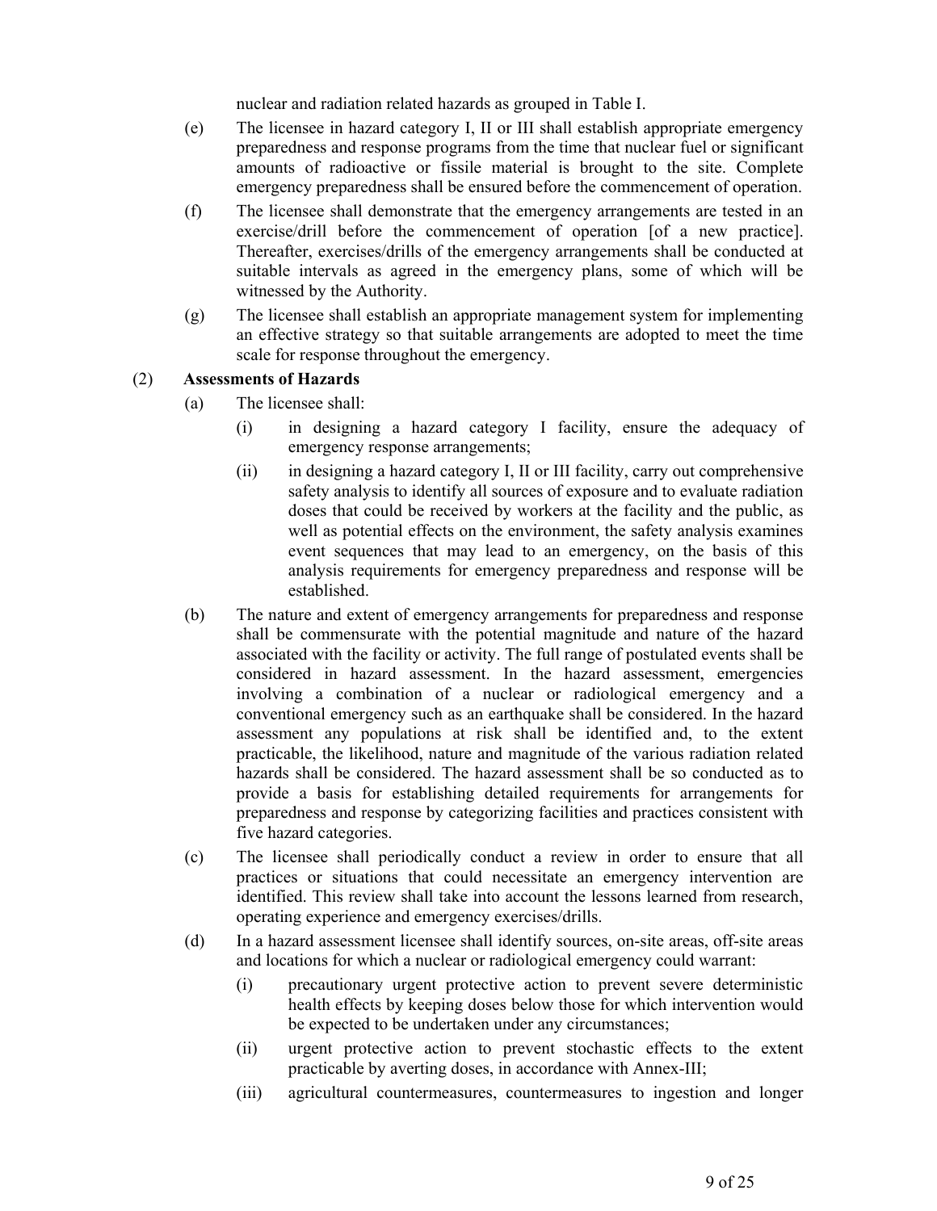nuclear and radiation related hazards as grouped in Table I.

(e) The licensee in hazard category I, II or III shall establish appropriate emergency preparedness and response programs from the time that nuclear fuel or significant amounts of radioactive or fissile material is brought to the site. Complete emergency preparedness shall be ensured before the commencement of operation.

(f) The licensee shall demonstrate that the emergency arrangements are tested in an exercise/drill before the commencement of operation [of a new practice]. Thereafter, exercises/drills of the emergency arrangements shall be conducted at suitable intervals as agreed in the emergency plans, some of which will be witnessed by the Authority.

(g) The licensee shall establish an appropriate management system for implementing an effective strategy so that suitable arrangements are adopted to meet the time scale for response throughout the emergency.

(2) **Assessments of Hazards**

(a) The licensee shall:

(i) in designing a hazard category I facility, ensure the adequacy of emergency response arrangements;

(ii) in designing a hazard category I, II or III facility, carry out comprehensive safety analysis to identify all sources of exposure and to evaluate radiation doses that could be received by workers at the facility and the public, as well as potential effects on the environment, the safety analysis examines event sequences that may lead to an emergency, on the basis of this analysis requirements for emergency preparedness and response will be established.

(b) The nature and extent of emergency arrangements for preparedness and response shall be commensurate with the potential magnitude and nature of the hazard associated with the facility or activity. The full range of postulated events shall be considered in hazard assessment. In the hazard assessment, emergencies involving a combination of a nuclear or radiological emergency and a conventional emergency such as an earthquake shall be considered. In the hazard assessment any populations at risk shall be identified and, to the extent practicable, the likelihood, nature and magnitude of the various radiation related hazards shall be considered. The hazard assessment shall be so conducted as to provide a basis for establishing detailed requirements for arrangements for preparedness and response by categorizing facilities and practices consistent with five hazard categories.

(c) The licensee shall periodically conduct a review in order to ensure that all practices or situations that could necessitate an emergency intervention are identified. This review shall take into account the lessons learned from research, operating experience and emergency exercises/drills.

(d) In a hazard assessment licensee shall identify sources, on-site areas, off-site areas and locations for which a nuclear or radiological emergency could warrant:

(i) precautionary urgent protective action to prevent severe deterministic health effects by keeping doses below those for which intervention would be expected to be undertaken under any circumstances;

(ii) urgent protective action to prevent stochastic effects to the extent practicable by averting doses, in accordance with Annex-III;

(iii) agricultural countermeasures, countermeasures to ingestion and longer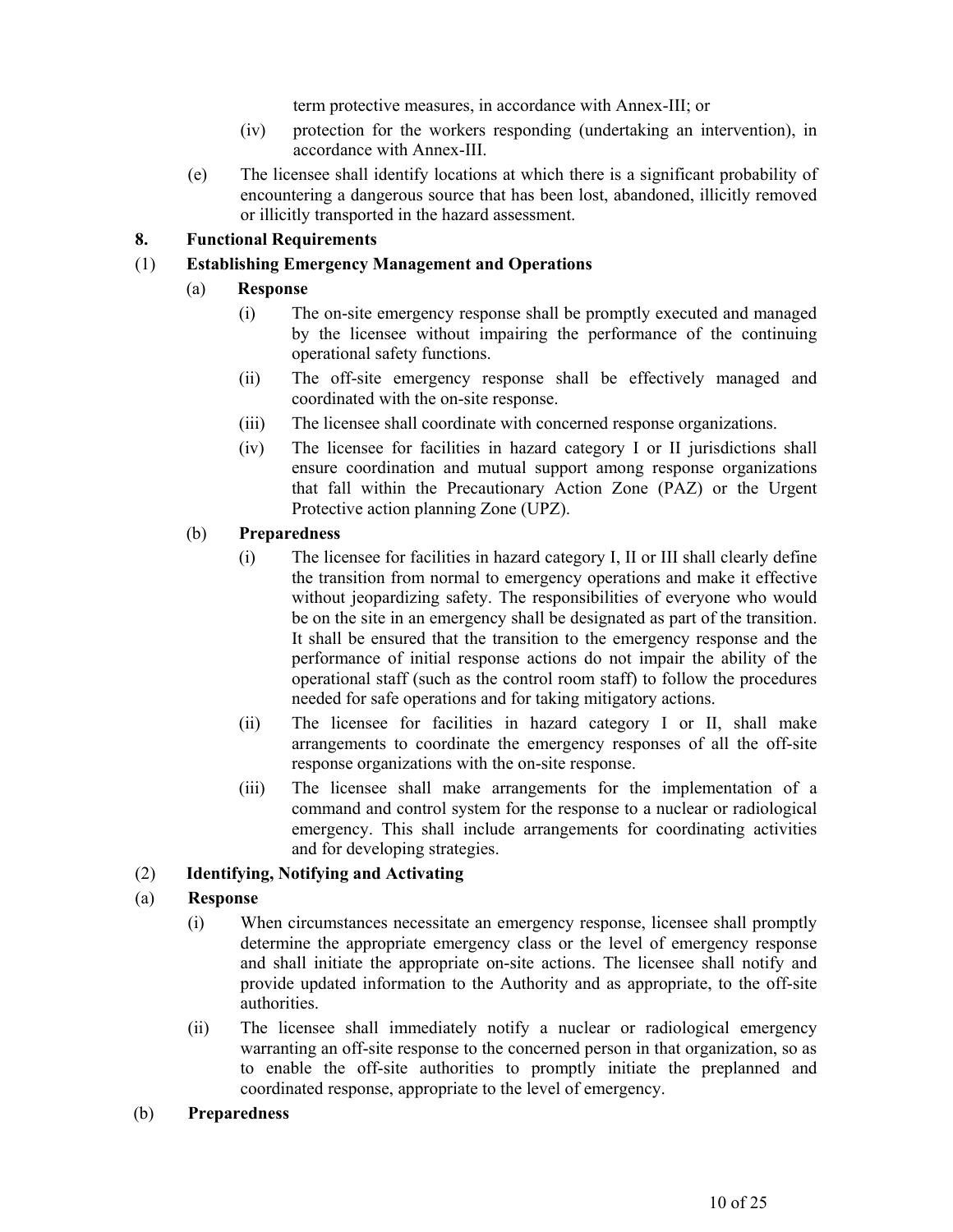term protective measures, in accordance with Annex-III; or

(iv) protection for the workers responding (undertaking an intervention), in accordance with Annex-III.

(e) The licensee shall identify locations at which there is a significant probability of encountering a dangerous source that has been lost, abandoned, illicitly removed or illicitly transported in the hazard assessment.

**8. Functional Requirements**

**(1) Establishing Emergency Management and Operations**

**(a) Response**

(i) The on-site emergency response shall be promptly executed and managed by the licensee without impairing the performance of the continuing operational safety functions.

(ii) The off-site emergency response shall be effectively managed and coordinated with the on-site response.

(iii) The licensee shall coordinate with concerned response organizations.

(iv) The licensee for facilities in hazard category I or II jurisdictions shall ensure coordination and mutual support among response organizations that fall within the Precautionary Action Zone (PAZ) or the Urgent Protective action planning Zone (UPZ).

**(b) Preparedness**

(i) The licensee for facilities in hazard category I, II or III shall clearly define the transition from normal to emergency operations and make it effective without jeopardizing safety. The responsibilities of everyone who would be on the site in an emergency shall be designated as part of the transition. It shall be ensured that the transition to the emergency response and the performance of initial response actions do not impair the ability of the operational staff (such as the control room staff) to follow the procedures needed for safe operations and for taking mitigatory actions.

(ii) The licensee for facilities in hazard category I or II, shall make arrangements to coordinate the emergency responses of all the off-site response organizations with the on-site response.

(iii) The licensee shall make arrangements for the implementation of a command and control system for the response to a nuclear or radiological emergency. This shall include arrangements for coordinating activities and for developing strategies.

**(2) Identifying, Notifying and Activating**

**(a) Response**

(i) When circumstances necessitate an emergency response, licensee shall promptly determine the appropriate emergency class or the level of emergency response and shall initiate the appropriate on-site actions. The licensee shall notify and provide updated information to the Authority and as appropriate, to the off-site authorities.

(ii) The licensee shall immediately notify a nuclear or radiological emergency warranting an off-site response to the concerned person in that organization, so as to enable the off-site authorities to promptly initiate the preplanned and coordinated response, appropriate to the level of emergency.

**(b) Preparedness**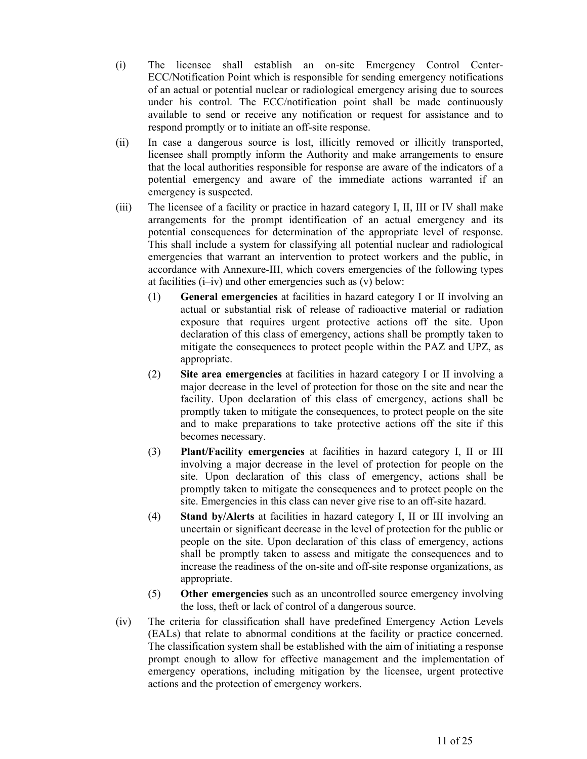(i) The licensee shall establish an on-site Emergency Control Center-ECC/Notification Point which is responsible for sending emergency notifications of an actual or potential nuclear or radiological emergency arising due to sources under his control. The ECC/notification point shall be made continuously available to send or receive any notification or request for assistance and to respond promptly or to initiate an off-site response.

(ii) In case a dangerous source is lost, illicitly removed or illicitly transported, licensee shall promptly inform the Authority and make arrangements to ensure that the local authorities responsible for response are aware of the indicators of a potential emergency and aware of the immediate actions warranted if an emergency is suspected.

(iii) The licensee of a facility or practice in hazard category I, II, III or IV shall make arrangements for the prompt identification of an actual emergency and its potential consequences for determination of the appropriate level of response. This shall include a system for classifying all potential nuclear and radiological emergencies that warrant an intervention to protect workers and the public, in accordance with Annexure-III, which covers emergencies of the following types at facilities (i–iv) and other emergencies such as (v) below:

  (1) **General emergencies** at facilities in hazard category I or II involving an actual or substantial risk of release of radioactive material or radiation exposure that requires urgent protective actions off the site. Upon declaration of this class of emergency, actions shall be promptly taken to mitigate the consequences to protect people within the PAZ and UPZ, as appropriate.

  (2) **Site area emergencies** at facilities in hazard category I or II involving a major decrease in the level of protection for those on the site and near the facility. Upon declaration of this class of emergency, actions shall be promptly taken to mitigate the consequences, to protect people on the site and to make preparations to take protective actions off the site if this becomes necessary.

  (3) **Plant/Facility emergencies** at facilities in hazard category I, II or III involving a major decrease in the level of protection for people on the site. Upon declaration of this class of emergency, actions shall be promptly taken to mitigate the consequences and to protect people on the site. Emergencies in this class can never give rise to an off-site hazard.

  (4) **Stand by/Alerts** at facilities in hazard category I, II or III involving an uncertain or significant decrease in the level of protection for the public or people on the site. Upon declaration of this class of emergency, actions shall be promptly taken to assess and mitigate the consequences and to increase the readiness of the on-site and off-site response organizations, as appropriate.

  (5) **Other emergencies** such as an uncontrolled source emergency involving the loss, theft or lack of control of a dangerous source.

(iv) The criteria for classification shall have predefined Emergency Action Levels (EALs) that relate to abnormal conditions at the facility or practice concerned. The classification system shall be established with the aim of initiating a response prompt enough to allow for effective management and the implementation of emergency operations, including mitigation by the licensee, urgent protective actions and the protection of emergency workers.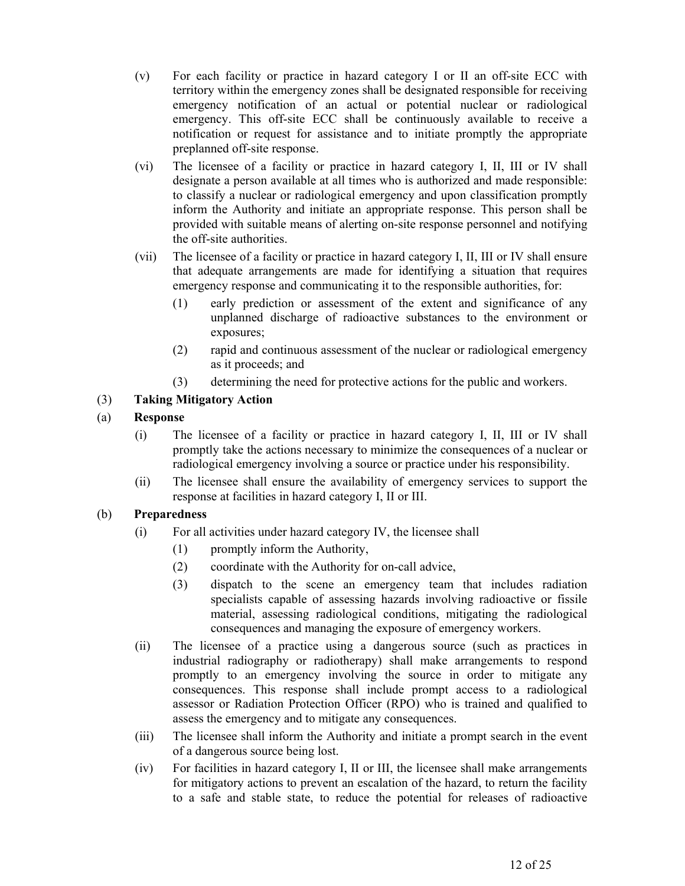(v) For each facility or practice in hazard category I or II an off-site ECC with territory within the emergency zones shall be designated responsible for receiving emergency notification of an actual or potential nuclear or radiological emergency. This off-site ECC shall be continuously available to receive a notification or request for assistance and to initiate promptly the appropriate preplanned off-site response.

(vi) The licensee of a facility or practice in hazard category I, II, III or IV shall designate a person available at all times who is authorized and made responsible: to classify a nuclear or radiological emergency and upon classification promptly inform the Authority and initiate an appropriate response. This person shall be provided with suitable means of alerting on-site response personnel and notifying the off-site authorities.

(vii) The licensee of a facility or practice in hazard category I, II, III or IV shall ensure that adequate arrangements are made for identifying a situation that requires emergency response and communicating it to the responsible authorities, for:

(1) early prediction or assessment of the extent and significance of any unplanned discharge of radioactive substances to the environment or exposures;

(2) rapid and continuous assessment of the nuclear or radiological emergency as it proceeds; and

(3) determining the need for protective actions for the public and workers.

(3) **Taking Mitigatory Action**

(a) **Response**

(i) The licensee of a facility or practice in hazard category I, II, III or IV shall promptly take the actions necessary to minimize the consequences of a nuclear or radiological emergency involving a source or practice under his responsibility.

(ii) The licensee shall ensure the availability of emergency services to support the response at facilities in hazard category I, II or III.

(b) **Preparedness**

(i) For all activities under hazard category IV, the licensee shall

(1) promptly inform the Authority,

(2) coordinate with the Authority for on-call advice,

(3) dispatch to the scene an emergency team that includes radiation specialists capable of assessing hazards involving radioactive or fissile material, assessing radiological conditions, mitigating the radiological consequences and managing the exposure of emergency workers.

(ii) The licensee of a practice using a dangerous source (such as practices in industrial radiography or radiotherapy) shall make arrangements to respond promptly to an emergency involving the source in order to mitigate any consequences. This response shall include prompt access to a radiological assessor or Radiation Protection Officer (RPO) who is trained and qualified to assess the emergency and to mitigate any consequences.

(iii) The licensee shall inform the Authority and initiate a prompt search in the event of a dangerous source being lost.

(iv) For facilities in hazard category I, II or III, the licensee shall make arrangements for mitigatory actions to prevent an escalation of the hazard, to return the facility to a safe and stable state, to reduce the potential for releases of radioactive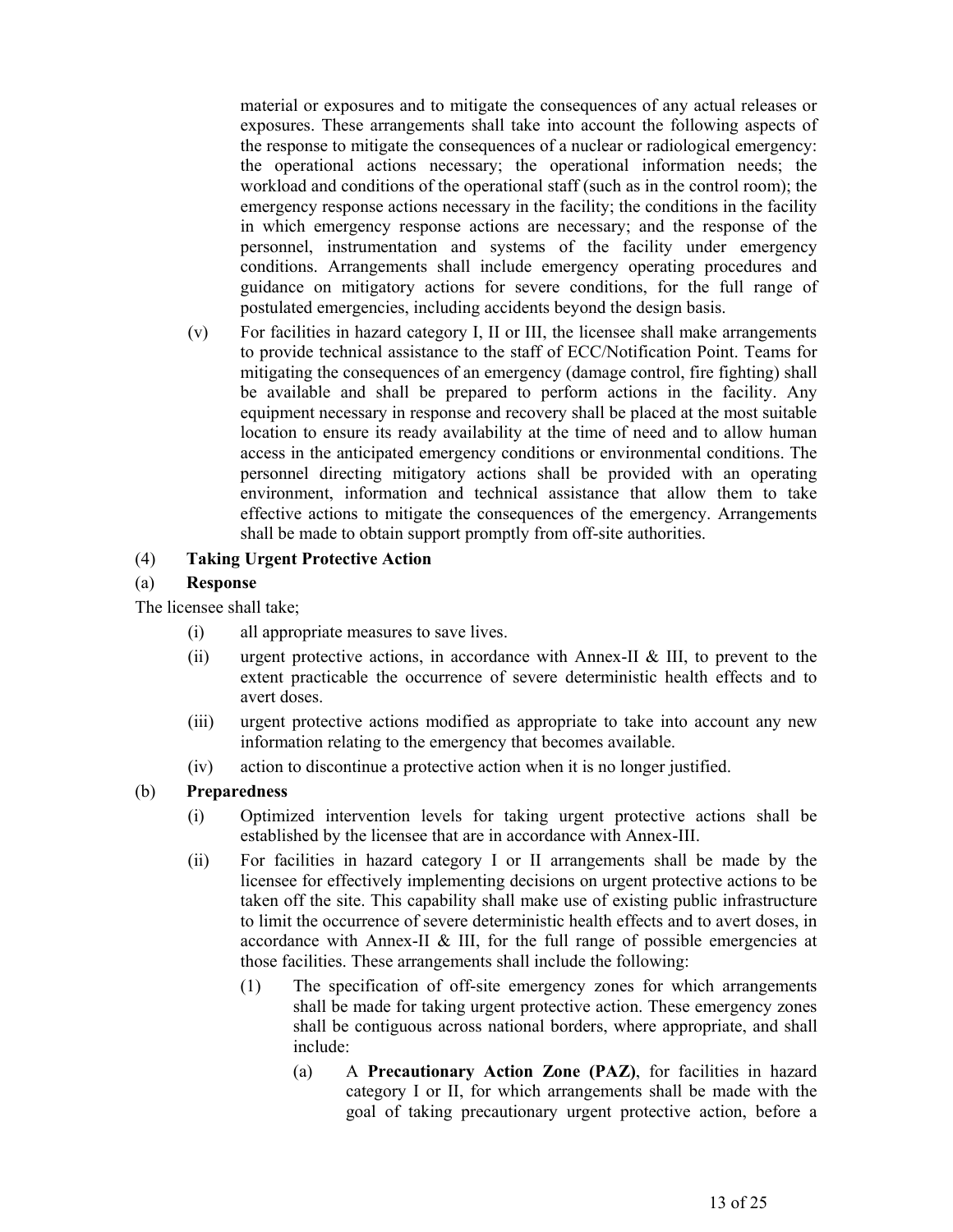material or exposures and to mitigate the consequences of any actual releases or exposures. These arrangements shall take into account the following aspects of the response to mitigate the consequences of a nuclear or radiological emergency: the operational actions necessary; the operational information needs; the workload and conditions of the operational staff (such as in the control room); the emergency response actions necessary in the facility; the conditions in the facility in which emergency response actions are necessary; and the response of the personnel, instrumentation and systems of the facility under emergency conditions. Arrangements shall include emergency operating procedures and guidance on mitigatory actions for severe conditions, for the full range of postulated emergencies, including accidents beyond the design basis.

(v) For facilities in hazard category I, II or III, the licensee shall make arrangements to provide technical assistance to the staff of ECC/Notification Point. Teams for mitigating the consequences of an emergency (damage control, fire fighting) shall be available and shall be prepared to perform actions in the facility. Any equipment necessary in response and recovery shall be placed at the most suitable location to ensure its ready availability at the time of need and to allow human access in the anticipated emergency conditions or environmental conditions. The personnel directing mitigatory actions shall be provided with an operating environment, information and technical assistance that allow them to take effective actions to mitigate the consequences of the emergency. Arrangements shall be made to obtain support promptly from off-site authorities.

(4) **Taking Urgent Protective Action**

(a) **Response**

The licensee shall take;

(i) all appropriate measures to save lives.

(ii) urgent protective actions, in accordance with Annex-II & III, to prevent to the extent practicable the occurrence of severe deterministic health effects and to avert doses.

(iii) urgent protective actions modified as appropriate to take into account any new information relating to the emergency that becomes available.

(iv) action to discontinue a protective action when it is no longer justified.

(b) **Preparedness**

(i) Optimized intervention levels for taking urgent protective actions shall be established by the licensee that are in accordance with Annex-III.

(ii) For facilities in hazard category I or II arrangements shall be made by the licensee for effectively implementing decisions on urgent protective actions to be taken off the site. This capability shall make use of existing public infrastructure to limit the occurrence of severe deterministic health effects and to avert doses, in accordance with Annex-II & III, for the full range of possible emergencies at those facilities. These arrangements shall include the following:

(1) The specification of off-site emergency zones for which arrangements shall be made for taking urgent protective action. These emergency zones shall be contiguous across national borders, where appropriate, and shall include:

(a) A **Precautionary Action Zone (PAZ)**, for facilities in hazard category I or II, for which arrangements shall be made with the goal of taking precautionary urgent protective action, before a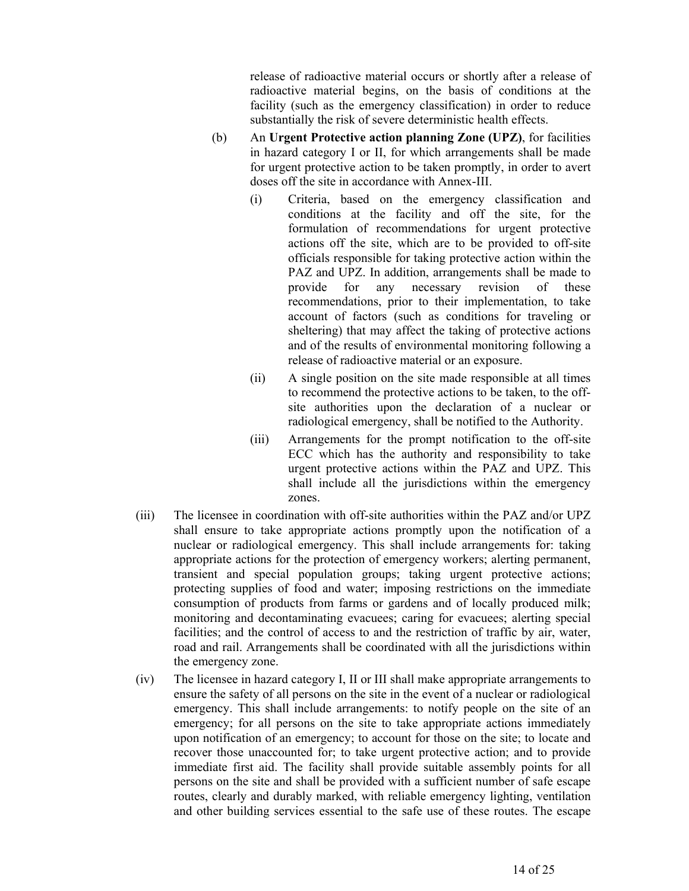release of radioactive material occurs or shortly after a release of radioactive material begins, on the basis of conditions at the facility (such as the emergency classification) in order to reduce substantially the risk of severe deterministic health effects.

(b) An **Urgent Protective action planning Zone (UPZ)**, for facilities in hazard category I or II, for which arrangements shall be made for urgent protective action to be taken promptly, in order to avert doses off the site in accordance with Annex-III.

   (i) Criteria, based on the emergency classification and conditions at the facility and off the site, for the formulation of recommendations for urgent protective actions off the site, which are to be provided to off-site officials responsible for taking protective action within the PAZ and UPZ. In addition, arrangements shall be made to provide for any necessary revision of these recommendations, prior to their implementation, to take account of factors (such as conditions for traveling or sheltering) that may affect the taking of protective actions and of the results of environmental monitoring following a release of radioactive material or an exposure.

   (ii) A single position on the site made responsible at all times to recommend the protective actions to be taken, to the off-site authorities upon the declaration of a nuclear or radiological emergency, shall be notified to the Authority.

   (iii) Arrangements for the prompt notification to the off-site ECC which has the authority and responsibility to take urgent protective actions within the PAZ and UPZ. This shall include all the jurisdictions within the emergency zones.

(iii) The licensee in coordination with off-site authorities within the PAZ and/or UPZ shall ensure to take appropriate actions promptly upon the notification of a nuclear or radiological emergency. This shall include arrangements for: taking appropriate actions for the protection of emergency workers; alerting permanent, transient and special population groups; taking urgent protective actions; protecting supplies of food and water; imposing restrictions on the immediate consumption of products from farms or gardens and of locally produced milk; monitoring and decontaminating evacuees; caring for evacuees; alerting special facilities; and the control of access to and the restriction of traffic by air, water, road and rail. Arrangements shall be coordinated with all the jurisdictions within the emergency zone.

(iv) The licensee in hazard category I, II or III shall make appropriate arrangements to ensure the safety of all persons on the site in the event of a nuclear or radiological emergency. This shall include arrangements: to notify people on the site of an emergency; for all persons on the site to take appropriate actions immediately upon notification of an emergency; to account for those on the site; to locate and recover those unaccounted for; to take urgent protective action; and to provide immediate first aid. The facility shall provide suitable assembly points for all persons on the site and shall be provided with a sufficient number of safe escape routes, clearly and durably marked, with reliable emergency lighting, ventilation and other building services essential to the safe use of these routes. The escape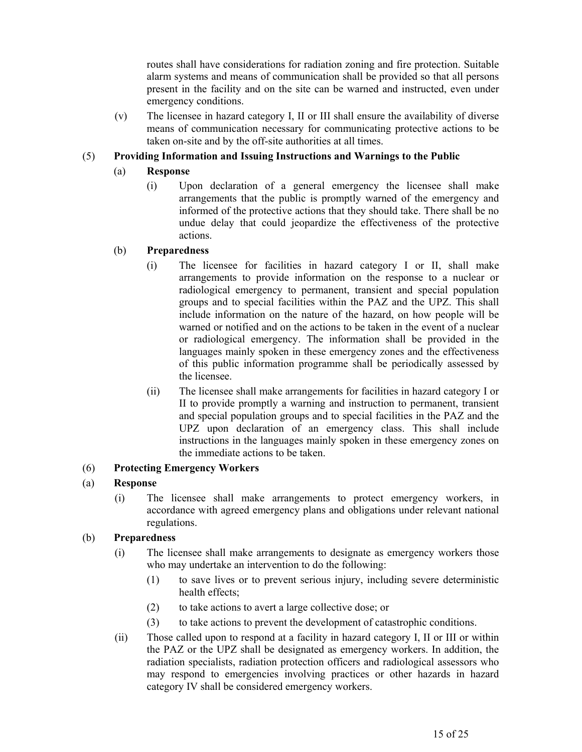routes shall have considerations for radiation zoning and fire protection. Suitable alarm systems and means of communication shall be provided so that all persons present in the facility and on the site can be warned and instructed, even under emergency conditions.

(v) The licensee in hazard category I, II or III shall ensure the availability of diverse means of communication necessary for communicating protective actions to be taken on-site and by the off-site authorities at all times.

(5) **Providing Information and Issuing Instructions and Warnings to the Public**

(a) **Response**

(i) Upon declaration of a general emergency the licensee shall make arrangements that the public is promptly warned of the emergency and informed of the protective actions that they should take. There shall be no undue delay that could jeopardize the effectiveness of the protective actions.

(b) **Preparedness**

(i) The licensee for facilities in hazard category I or II, shall make arrangements to provide information on the response to a nuclear or radiological emergency to permanent, transient and special population groups and to special facilities within the PAZ and the UPZ. This shall include information on the nature of the hazard, on how people will be warned or notified and on the actions to be taken in the event of a nuclear or radiological emergency. The information shall be provided in the languages mainly spoken in these emergency zones and the effectiveness of this public information programme shall be periodically assessed by the licensee.

(ii) The licensee shall make arrangements for facilities in hazard category I or II to provide promptly a warning and instruction to permanent, transient and special population groups and to special facilities in the PAZ and the UPZ upon declaration of an emergency class. This shall include instructions in the languages mainly spoken in these emergency zones on the immediate actions to be taken.

(6) **Protecting Emergency Workers**

(a) **Response**

(i) The licensee shall make arrangements to protect emergency workers, in accordance with agreed emergency plans and obligations under relevant national regulations.

(b) **Preparedness**

(i) The licensee shall make arrangements to designate as emergency workers those who may undertake an intervention to do the following:

(1) to save lives or to prevent serious injury, including severe deterministic health effects;

(2) to take actions to avert a large collective dose; or

(3) to take actions to prevent the development of catastrophic conditions.

(ii) Those called upon to respond at a facility in hazard category I, II or III or within the PAZ or the UPZ shall be designated as emergency workers. In addition, the radiation specialists, radiation protection officers and radiological assessors who may respond to emergencies involving practices or other hazards in hazard category IV shall be considered emergency workers.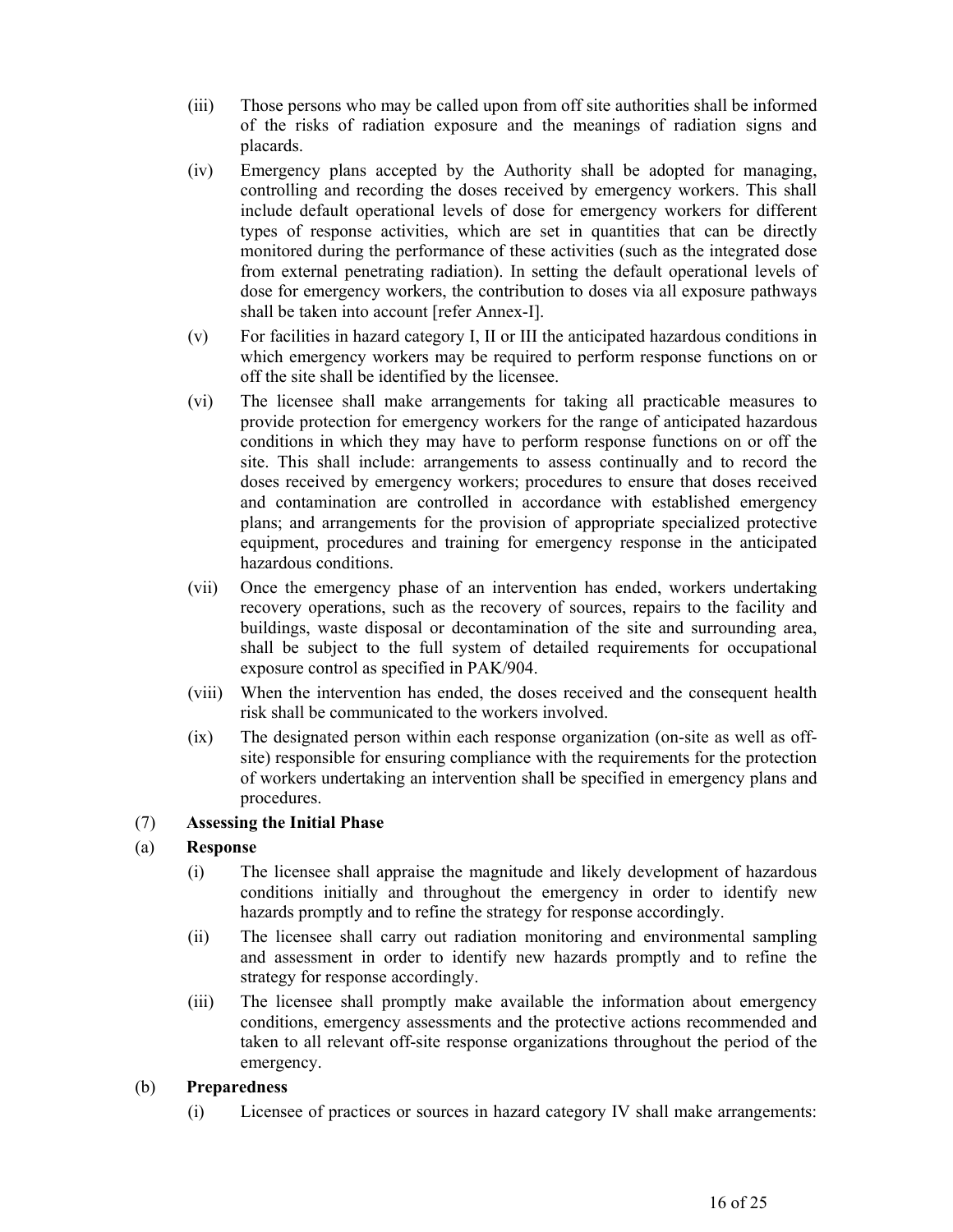(iii) Those persons who may be called upon from off site authorities shall be informed of the risks of radiation exposure and the meanings of radiation signs and placards.

(iv) Emergency plans accepted by the Authority shall be adopted for managing, controlling and recording the doses received by emergency workers. This shall include default operational levels of dose for emergency workers for different types of response activities, which are set in quantities that can be directly monitored during the performance of these activities (such as the integrated dose from external penetrating radiation). In setting the default operational levels of dose for emergency workers, the contribution to doses via all exposure pathways shall be taken into account [refer Annex-I].

(v) For facilities in hazard category I, II or III the anticipated hazardous conditions in which emergency workers may be required to perform response functions on or off the site shall be identified by the licensee.

(vi) The licensee shall make arrangements for taking all practicable measures to provide protection for emergency workers for the range of anticipated hazardous conditions in which they may have to perform response functions on or off the site. This shall include: arrangements to assess continually and to record the doses received by emergency workers; procedures to ensure that doses received and contamination are controlled in accordance with established emergency plans; and arrangements for the provision of appropriate specialized protective equipment, procedures and training for emergency response in the anticipated hazardous conditions.

(vii) Once the emergency phase of an intervention has ended, workers undertaking recovery operations, such as the recovery of sources, repairs to the facility and buildings, waste disposal or decontamination of the site and surrounding area, shall be subject to the full system of detailed requirements for occupational exposure control as specified in PAK/904.

(viii) When the intervention has ended, the doses received and the consequent health risk shall be communicated to the workers involved.

(ix) The designated person within each response organization (on-site as well as off-site) responsible for ensuring compliance with the requirements for the protection of workers undertaking an intervention shall be specified in emergency plans and procedures.

(7) **Assessing the Initial Phase**

(a) **Response**

(i) The licensee shall appraise the magnitude and likely development of hazardous conditions initially and throughout the emergency in order to identify new hazards promptly and to refine the strategy for response accordingly.

(ii) The licensee shall carry out radiation monitoring and environmental sampling and assessment in order to identify new hazards promptly and to refine the strategy for response accordingly.

(iii) The licensee shall promptly make available the information about emergency conditions, emergency assessments and the protective actions recommended and taken to all relevant off-site response organizations throughout the period of the emergency.

(b) **Preparedness**

(i) Licensee of practices or sources in hazard category IV shall make arrangements: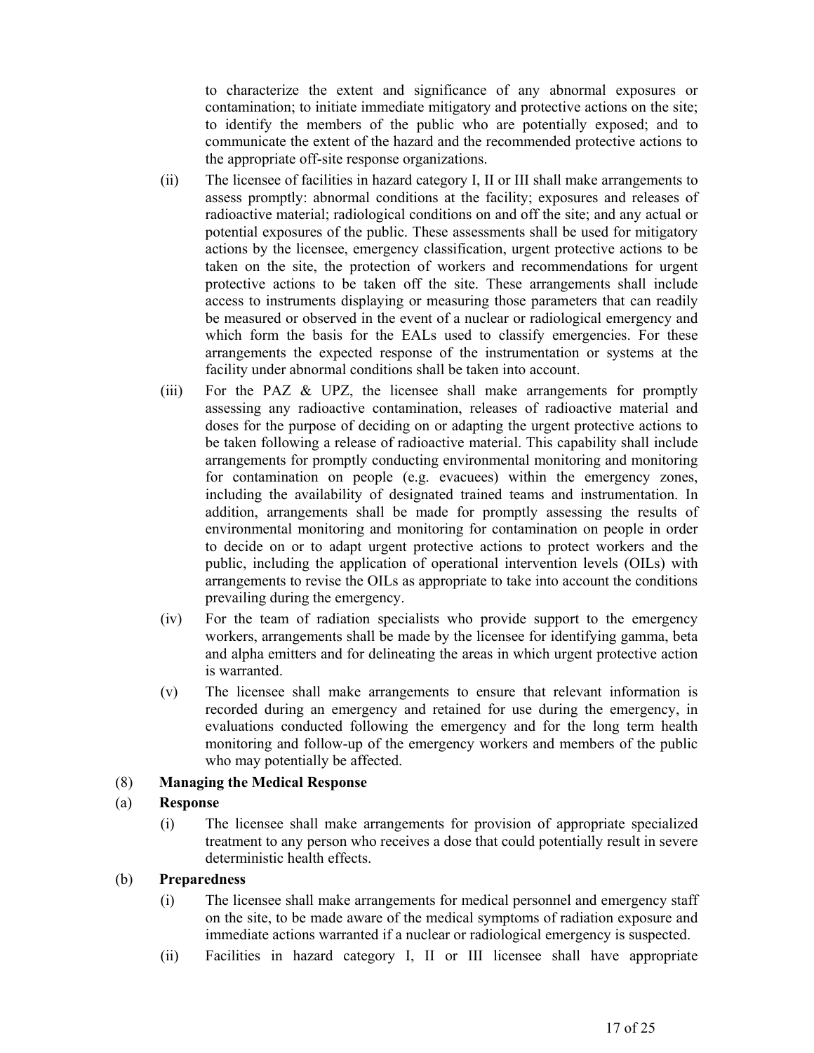to characterize the extent and significance of any abnormal exposures or contamination; to initiate immediate mitigatory and protective actions on the site; to identify the members of the public who are potentially exposed; and to communicate the extent of the hazard and the recommended protective actions to the appropriate off-site response organizations.

(ii) The licensee of facilities in hazard category I, II or III shall make arrangements to assess promptly: abnormal conditions at the facility; exposures and releases of radioactive material; radiological conditions on and off the site; and any actual or potential exposures of the public. These assessments shall be used for mitigatory actions by the licensee, emergency classification, urgent protective actions to be taken on the site, the protection of workers and recommendations for urgent protective actions to be taken off the site. These arrangements shall include access to instruments displaying or measuring those parameters that can readily be measured or observed in the event of a nuclear or radiological emergency and which form the basis for the EALs used to classify emergencies. For these arrangements the expected response of the instrumentation or systems at the facility under abnormal conditions shall be taken into account.

(iii) For the PAZ & UPZ, the licensee shall make arrangements for promptly assessing any radioactive contamination, releases of radioactive material and doses for the purpose of deciding on or adapting the urgent protective actions to be taken following a release of radioactive material. This capability shall include arrangements for promptly conducting environmental monitoring and monitoring for contamination on people (e.g. evacuees) within the emergency zones, including the availability of designated trained teams and instrumentation. In addition, arrangements shall be made for promptly assessing the results of environmental monitoring and monitoring for contamination on people in order to decide on or to adapt urgent protective actions to protect workers and the public, including the application of operational intervention levels (OILs) with arrangements to revise the OILs as appropriate to take into account the conditions prevailing during the emergency.

(iv) For the team of radiation specialists who provide support to the emergency workers, arrangements shall be made by the licensee for identifying gamma, beta and alpha emitters and for delineating the areas in which urgent protective action is warranted.

(v) The licensee shall make arrangements to ensure that relevant information is recorded during an emergency and retained for use during the emergency, in evaluations conducted following the emergency and for the long term health monitoring and follow-up of the emergency workers and members of the public who may potentially be affected.

(8) **Managing the Medical Response**

(a) **Response**

(i) The licensee shall make arrangements for provision of appropriate specialized treatment to any person who receives a dose that could potentially result in severe deterministic health effects.

(b) **Preparedness**

(i) The licensee shall make arrangements for medical personnel and emergency staff on the site, to be made aware of the medical symptoms of radiation exposure and immediate actions warranted if a nuclear or radiological emergency is suspected.

(ii) Facilities in hazard category I, II or III licensee shall have appropriate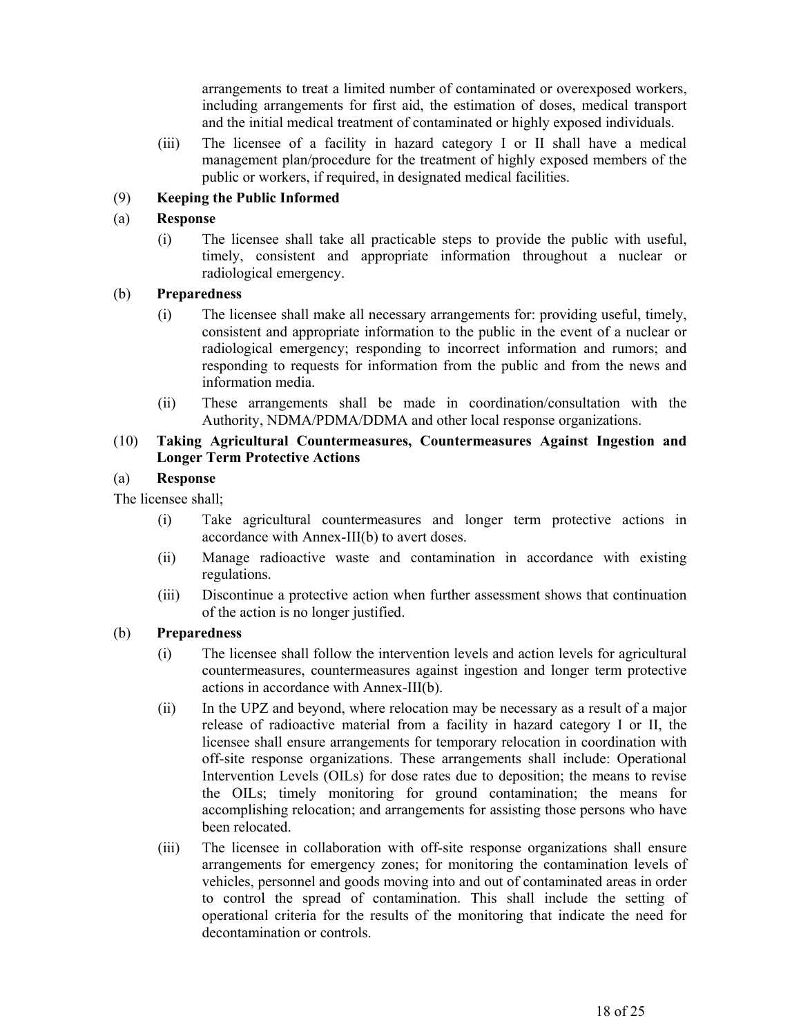arrangements to treat a limited number of contaminated or overexposed workers, including arrangements for first aid, the estimation of doses, medical transport and the initial medical treatment of contaminated or highly exposed individuals.

(iii) The licensee of a facility in hazard category I or II shall have a medical management plan/procedure for the treatment of highly exposed members of the public or workers, if required, in designated medical facilities.

(9) **Keeping the Public Informed**

(a) **Response**

(i) The licensee shall take all practicable steps to provide the public with useful, timely, consistent and appropriate information throughout a nuclear or radiological emergency.

(b) **Preparedness**

(i) The licensee shall make all necessary arrangements for: providing useful, timely, consistent and appropriate information to the public in the event of a nuclear or radiological emergency; responding to incorrect information and rumors; and responding to requests for information from the public and from the news and information media.

(ii) These arrangements shall be made in coordination/consultation with the Authority, NDMA/PDMA/DDMA and other local response organizations.

(10) **Taking Agricultural Countermeasures, Countermeasures Against Ingestion and Longer Term Protective Actions**

(a) **Response**

The licensee shall;

(i) Take agricultural countermeasures and longer term protective actions in accordance with Annex-III(b) to avert doses.

(ii) Manage radioactive waste and contamination in accordance with existing regulations.

(iii) Discontinue a protective action when further assessment shows that continuation of the action is no longer justified.

(b) **Preparedness**

(i) The licensee shall follow the intervention levels and action levels for agricultural countermeasures, countermeasures against ingestion and longer term protective actions in accordance with Annex-III(b).

(ii) In the UPZ and beyond, where relocation may be necessary as a result of a major release of radioactive material from a facility in hazard category I or II, the licensee shall ensure arrangements for temporary relocation in coordination with off-site response organizations. These arrangements shall include: Operational Intervention Levels (OILs) for dose rates due to deposition; the means to revise the OILs; timely monitoring for ground contamination; the means for accomplishing relocation; and arrangements for assisting those persons who have been relocated.

(iii) The licensee in collaboration with off-site response organizations shall ensure arrangements for emergency zones; for monitoring the contamination levels of vehicles, personnel and goods moving into and out of contaminated areas in order to control the spread of contamination. This shall include the setting of operational criteria for the results of the monitoring that indicate the need for decontamination or controls.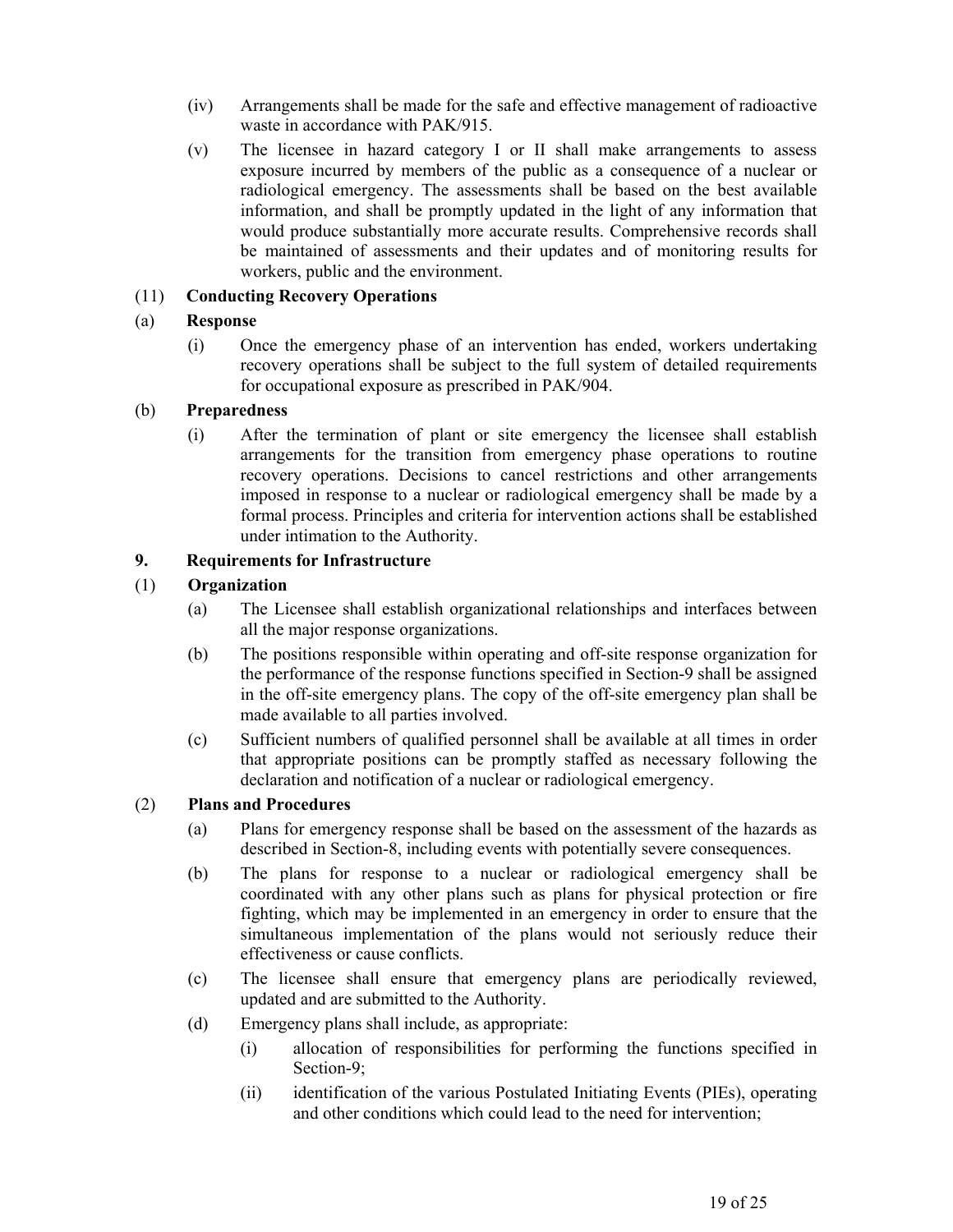(iv) Arrangements shall be made for the safe and effective management of radioactive waste in accordance with PAK/915.

(v) The licensee in hazard category I or II shall make arrangements to assess exposure incurred by members of the public as a consequence of a nuclear or radiological emergency. The assessments shall be based on the best available information, and shall be promptly updated in the light of any information that would produce substantially more accurate results. Comprehensive records shall be maintained of assessments and their updates and of monitoring results for workers, public and the environment.

(11) **Conducting Recovery Operations**

(a) **Response**

(i) Once the emergency phase of an intervention has ended, workers undertaking recovery operations shall be subject to the full system of detailed requirements for occupational exposure as prescribed in PAK/904.

(b) **Preparedness**

(i) After the termination of plant or site emergency the licensee shall establish arrangements for the transition from emergency phase operations to routine recovery operations. Decisions to cancel restrictions and other arrangements imposed in response to a nuclear or radiological emergency shall be made by a formal process. Principles and criteria for intervention actions shall be established under intimation to the Authority.

## 9. Requirements for Infrastructure

(1) **Organization**

(a) The Licensee shall establish organizational relationships and interfaces between all the major response organizations.

(b) The positions responsible within operating and off-site response organization for the performance of the response functions specified in Section-9 shall be assigned in the off-site emergency plans. The copy of the off-site emergency plan shall be made available to all parties involved.

(c) Sufficient numbers of qualified personnel shall be available at all times in order that appropriate positions can be promptly staffed as necessary following the declaration and notification of a nuclear or radiological emergency.

(2) **Plans and Procedures**

(a) Plans for emergency response shall be based on the assessment of the hazards as described in Section-8, including events with potentially severe consequences.

(b) The plans for response to a nuclear or radiological emergency shall be coordinated with any other plans such as plans for physical protection or fire fighting, which may be implemented in an emergency in order to ensure that the simultaneous implementation of the plans would not seriously reduce their effectiveness or cause conflicts.

(c) The licensee shall ensure that emergency plans are periodically reviewed, updated and are submitted to the Authority.

(d) Emergency plans shall include, as appropriate:

(i) allocation of responsibilities for performing the functions specified in Section-9;

(ii) identification of the various Postulated Initiating Events (PIEs), operating and other conditions which could lead to the need for intervention;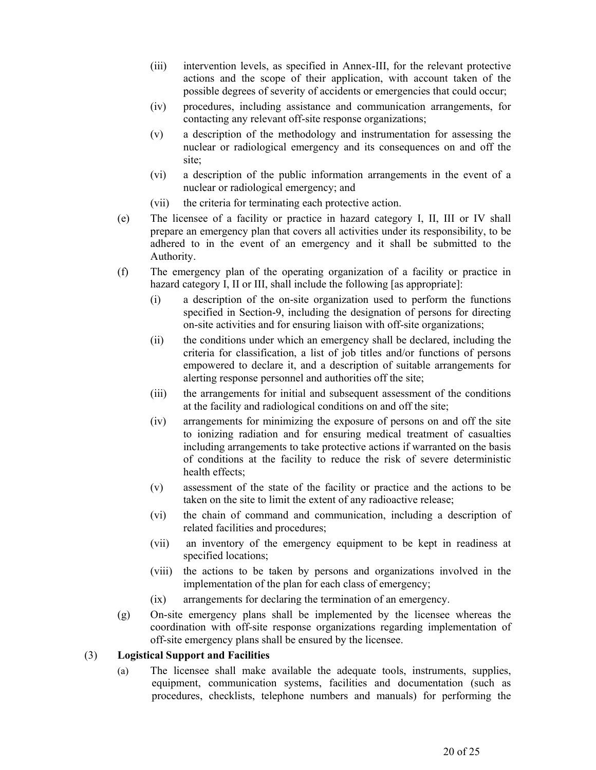(iii) intervention levels, as specified in Annex-III, for the relevant protective actions and the scope of their application, with account taken of the possible degrees of severity of accidents or emergencies that could occur;

(iv) procedures, including assistance and communication arrangements, for contacting any relevant off-site response organizations;

(v) a description of the methodology and instrumentation for assessing the nuclear or radiological emergency and its consequences on and off the site;

(vi) a description of the public information arrangements in the event of a nuclear or radiological emergency; and

(vii) the criteria for terminating each protective action.

(e) The licensee of a facility or practice in hazard category I, II, III or IV shall prepare an emergency plan that covers all activities under its responsibility, to be adhered to in the event of an emergency and it shall be submitted to the Authority.

(f) The emergency plan of the operating organization of a facility or practice in hazard category I, II or III, shall include the following [as appropriate]:

(i) a description of the on-site organization used to perform the functions specified in Section-9, including the designation of persons for directing on-site activities and for ensuring liaison with off-site organizations;

(ii) the conditions under which an emergency shall be declared, including the criteria for classification, a list of job titles and/or functions of persons empowered to declare it, and a description of suitable arrangements for alerting response personnel and authorities off the site;

(iii) the arrangements for initial and subsequent assessment of the conditions at the facility and radiological conditions on and off the site;

(iv) arrangements for minimizing the exposure of persons on and off the site to ionizing radiation and for ensuring medical treatment of casualties including arrangements to take protective actions if warranted on the basis of conditions at the facility to reduce the risk of severe deterministic health effects;

(v) assessment of the state of the facility or practice and the actions to be taken on the site to limit the extent of any radioactive release;

(vi) the chain of command and communication, including a description of related facilities and procedures;

(vii) an inventory of the emergency equipment to be kept in readiness at specified locations;

(viii) the actions to be taken by persons and organizations involved in the implementation of the plan for each class of emergency;

(ix) arrangements for declaring the termination of an emergency.

(g) On-site emergency plans shall be implemented by the licensee whereas the coordination with off-site response organizations regarding implementation of off-site emergency plans shall be ensured by the licensee.

(3) **Logistical Support and Facilities**

(a) The licensee shall make available the adequate tools, instruments, supplies, equipment, communication systems, facilities and documentation (such as procedures, checklists, telephone numbers and manuals) for performing the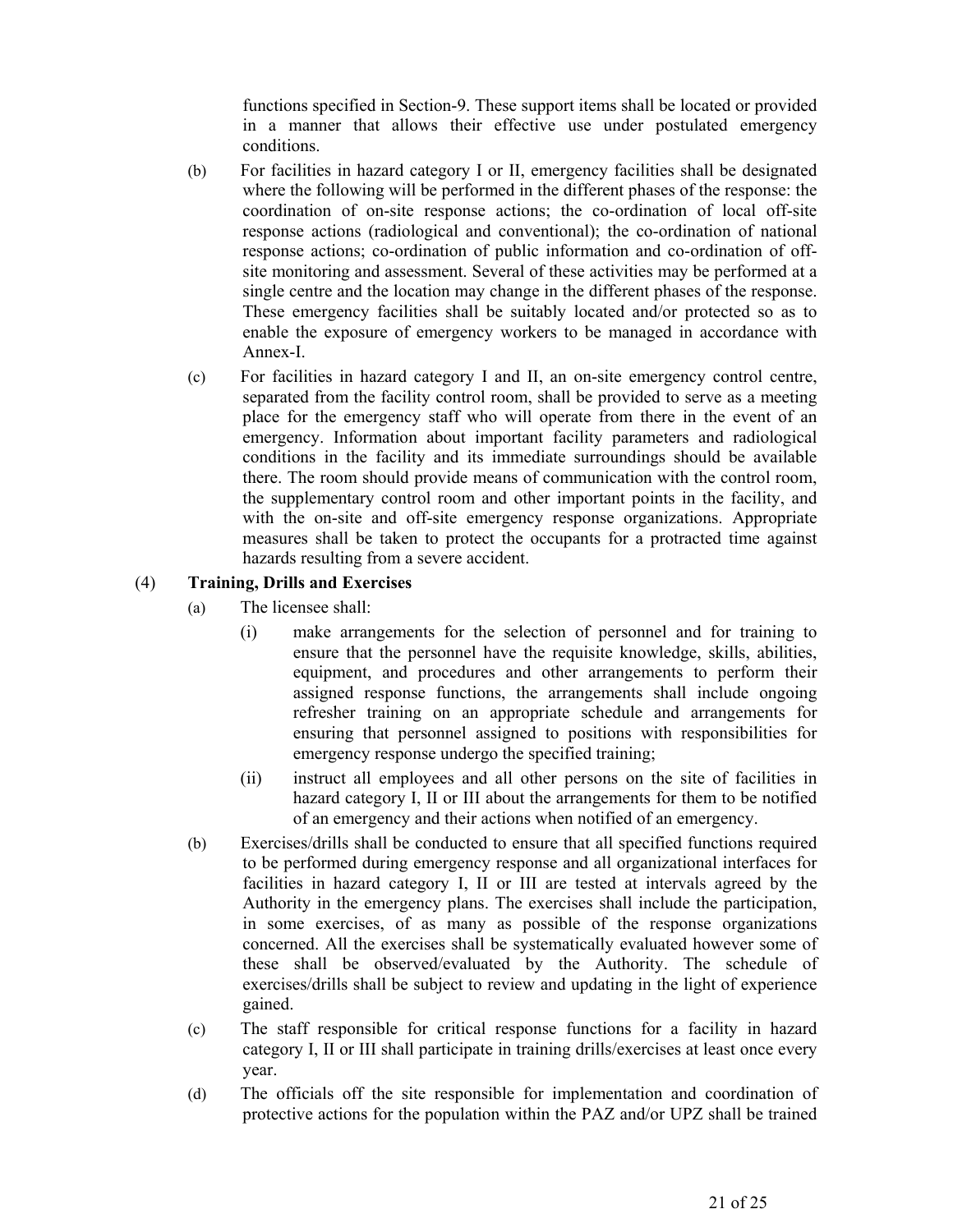functions specified in Section-9. These support items shall be located or provided in a manner that allows their effective use under postulated emergency conditions.

(b) For facilities in hazard category I or II, emergency facilities shall be designated where the following will be performed in the different phases of the response: the coordination of on-site response actions; the co-ordination of local off-site response actions (radiological and conventional); the co-ordination of national response actions; co-ordination of public information and co-ordination of off-site monitoring and assessment. Several of these activities may be performed at a single centre and the location may change in the different phases of the response. These emergency facilities shall be suitably located and/or protected so as to enable the exposure of emergency workers to be managed in accordance with Annex-I.

(c) For facilities in hazard category I and II, an on-site emergency control centre, separated from the facility control room, shall be provided to serve as a meeting place for the emergency staff who will operate from there in the event of an emergency. Information about important facility parameters and radiological conditions in the facility and its immediate surroundings should be available there. The room should provide means of communication with the control room, the supplementary control room and other important points in the facility, and with the on-site and off-site emergency response organizations. Appropriate measures shall be taken to protect the occupants for a protracted time against hazards resulting from a severe accident.

(4) **Training, Drills and Exercises**

(a) The licensee shall:

(i) make arrangements for the selection of personnel and for training to ensure that the personnel have the requisite knowledge, skills, abilities, equipment, and procedures and other arrangements to perform their assigned response functions, the arrangements shall include ongoing refresher training on an appropriate schedule and arrangements for ensuring that personnel assigned to positions with responsibilities for emergency response undergo the specified training;

(ii) instruct all employees and all other persons on the site of facilities in hazard category I, II or III about the arrangements for them to be notified of an emergency and their actions when notified of an emergency.

(b) Exercises/drills shall be conducted to ensure that all specified functions required to be performed during emergency response and all organizational interfaces for facilities in hazard category I, II or III are tested at intervals agreed by the Authority in the emergency plans. The exercises shall include the participation, in some exercises, of as many as possible of the response organizations concerned. All the exercises shall be systematically evaluated however some of these shall be observed/evaluated by the Authority. The schedule of exercises/drills shall be subject to review and updating in the light of experience gained.

(c) The staff responsible for critical response functions for a facility in hazard category I, II or III shall participate in training drills/exercises at least once every year.

(d) The officials off the site responsible for implementation and coordination of protective actions for the population within the PAZ and/or UPZ shall be trained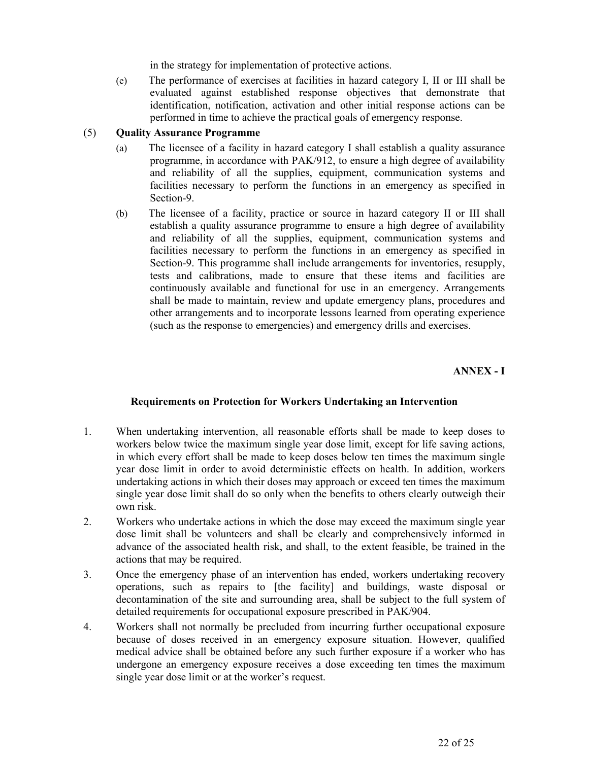in the strategy for implementation of protective actions.

(e) The performance of exercises at facilities in hazard category I, II or III shall be evaluated against established response objectives that demonstrate that identification, notification, activation and other initial response actions can be performed in time to achieve the practical goals of emergency response.

(5) **Quality Assurance Programme**

(a) The licensee of a facility in hazard category I shall establish a quality assurance programme, in accordance with PAK/912, to ensure a high degree of availability and reliability of all the supplies, equipment, communication systems and facilities necessary to perform the functions in an emergency as specified in Section-9.

(b) The licensee of a facility, practice or source in hazard category II or III shall establish a quality assurance programme to ensure a high degree of availability and reliability of all the supplies, equipment, communication systems and facilities necessary to perform the functions in an emergency as specified in Section-9. This programme shall include arrangements for inventories, resupply, tests and calibrations, made to ensure that these items and facilities are continuously available and functional for use in an emergency. Arrangements shall be made to maintain, review and update emergency plans, procedures and other arrangements and to incorporate lessons learned from operating experience (such as the response to emergencies) and emergency drills and exercises.

## ANNEX - I

### Requirements on Protection for Workers Undertaking an Intervention

1. When undertaking intervention, all reasonable efforts shall be made to keep doses to workers below twice the maximum single year dose limit, except for life saving actions, in which every effort shall be made to keep doses below ten times the maximum single year dose limit in order to avoid deterministic effects on health. In addition, workers undertaking actions in which their doses may approach or exceed ten times the maximum single year dose limit shall do so only when the benefits to others clearly outweigh their own risk.
2. Workers who undertake actions in which the dose may exceed the maximum single year dose limit shall be volunteers and shall be clearly and comprehensively informed in advance of the associated health risk, and shall, to the extent feasible, be trained in the actions that may be required.
3. Once the emergency phase of an intervention has ended, workers undertaking recovery operations, such as repairs to [the facility] and buildings, waste disposal or decontamination of the site and surrounding area, shall be subject to the full system of detailed requirements for occupational exposure prescribed in PAK/904.
4. Workers shall not normally be precluded from incurring further occupational exposure because of doses received in an emergency exposure situation. However, qualified medical advice shall be obtained before any such further exposure if a worker who has undergone an emergency exposure receives a dose exceeding ten times the maximum single year dose limit or at the worker's request.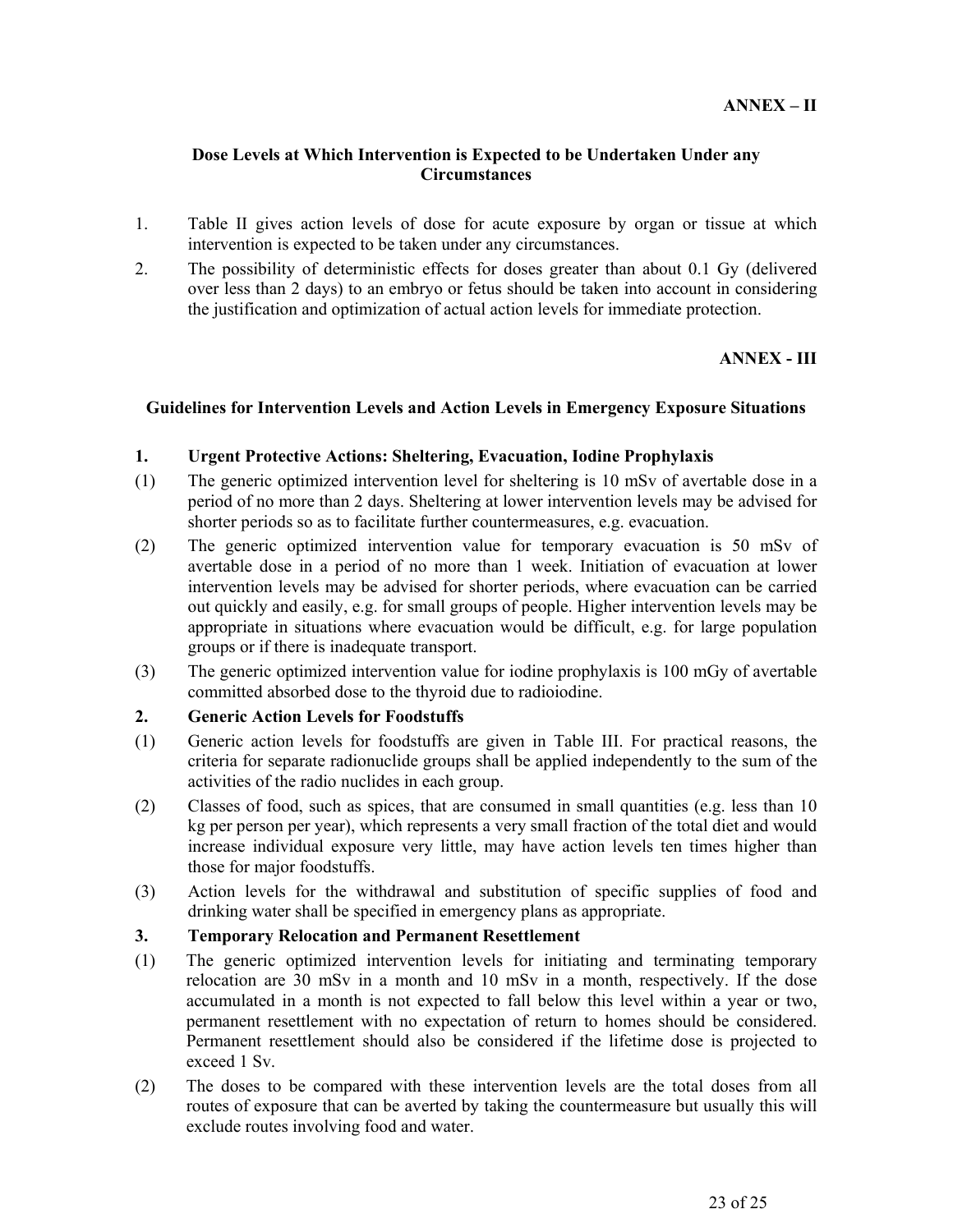**ANNEX – II**

### Dose Levels at Which Intervention is Expected to be Undertaken Under any Circumstances

1. Table II gives action levels of dose for acute exposure by organ or tissue at which intervention is expected to be taken under any circumstances.
2. The possibility of deterministic effects for doses greater than about 0.1 Gy (delivered over less than 2 days) to an embryo or fetus should be taken into account in considering the justification and optimization of actual action levels for immediate protection.

**ANNEX - III**

### Guidelines for Intervention Levels and Action Levels in Emergency Exposure Situations

**1. Urgent Protective Actions: Sheltering, Evacuation, Iodine Prophylaxis**

(1) The generic optimized intervention level for sheltering is 10 mSv of avertable dose in a period of no more than 2 days. Sheltering at lower intervention levels may be advised for shorter periods so as to facilitate further countermeasures, e.g. evacuation.

(2) The generic optimized intervention value for temporary evacuation is 50 mSv of avertable dose in a period of no more than 1 week. Initiation of evacuation at lower intervention levels may be advised for shorter periods, where evacuation can be carried out quickly and easily, e.g. for small groups of people. Higher intervention levels may be appropriate in situations where evacuation would be difficult, e.g. for large population groups or if there is inadequate transport.

(3) The generic optimized intervention value for iodine prophylaxis is 100 mGy of avertable committed absorbed dose to the thyroid due to radioiodine.

**2. Generic Action Levels for Foodstuffs**

(1) Generic action levels for foodstuffs are given in Table III. For practical reasons, the criteria for separate radionuclide groups shall be applied independently to the sum of the activities of the radio nuclides in each group.

(2) Classes of food, such as spices, that are consumed in small quantities (e.g. less than 10 kg per person per year), which represents a very small fraction of the total diet and would increase individual exposure very little, may have action levels ten times higher than those for major foodstuffs.

(3) Action levels for the withdrawal and substitution of specific supplies of food and drinking water shall be specified in emergency plans as appropriate.

**3. Temporary Relocation and Permanent Resettlement**

(1) The generic optimized intervention levels for initiating and terminating temporary relocation are 30 mSv in a month and 10 mSv in a month, respectively. If the dose accumulated in a month is not expected to fall below this level within a year or two, permanent resettlement with no expectation of return to homes should be considered. Permanent resettlement should also be considered if the lifetime dose is projected to exceed 1 Sv.

(2) The doses to be compared with these intervention levels are the total doses from all routes of exposure that can be averted by taking the countermeasure but usually this will exclude routes involving food and water.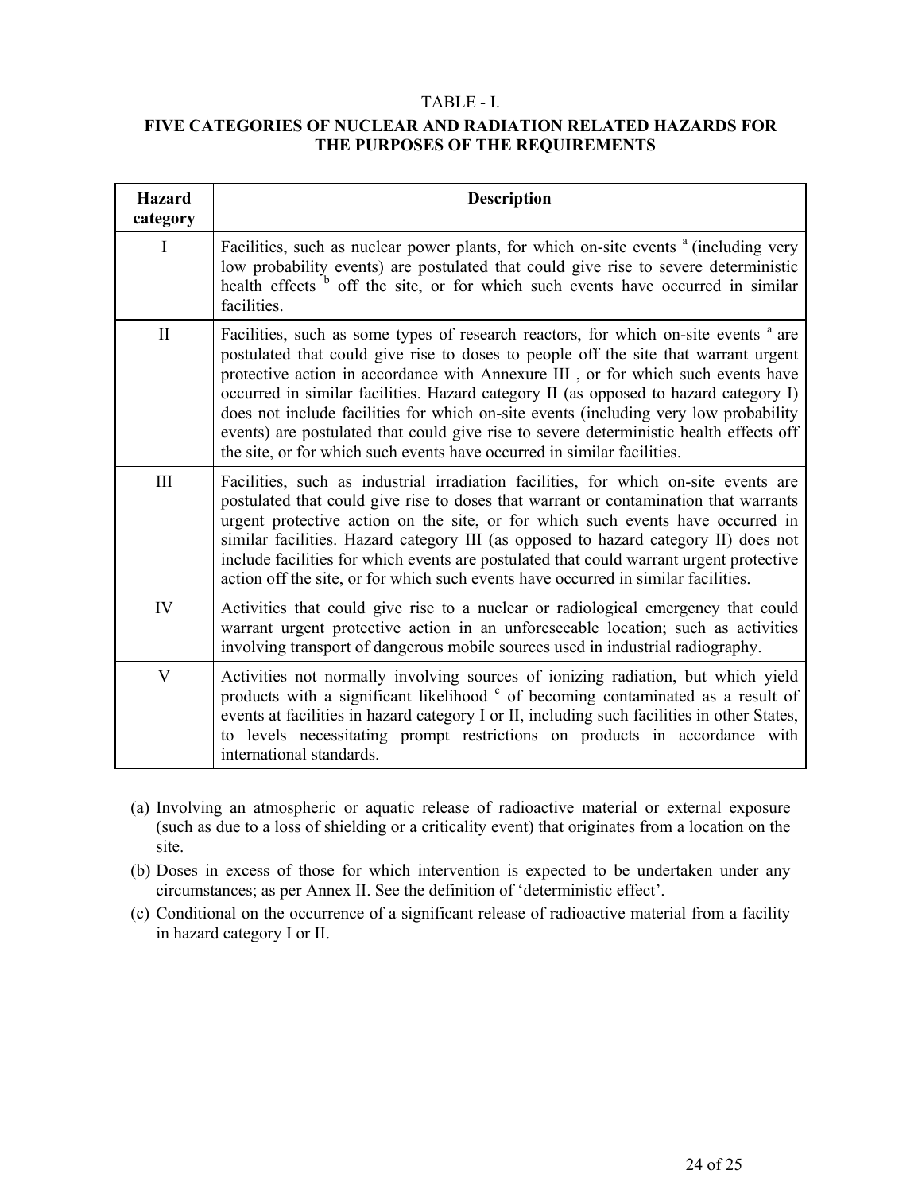TABLE - I.

**FIVE CATEGORIES OF NUCLEAR AND RADIATION RELATED HAZARDS FOR THE PURPOSES OF THE REQUIREMENTS**

| Hazard category | Description |
|---|---|
| I | Facilities, such as nuclear power plants, for which on-site events [a] (including very low probability events) are postulated that could give rise to severe deterministic health effects [b] off the site, or for which such events have occurred in similar facilities. |
| II | Facilities, such as some types of research reactors, for which on-site events [a] are postulated that could give rise to doses to people off the site that warrant urgent protective action in accordance with Annexure III , or for which such events have occurred in similar facilities. Hazard category II (as opposed to hazard category I) does not include facilities for which on-site events (including very low probability events) are postulated that could give rise to severe deterministic health effects off the site, or for which such events have occurred in similar facilities. |
| III | Facilities, such as industrial irradiation facilities, for which on-site events are postulated that could give rise to doses that warrant or contamination that warrants urgent protective action on the site, or for which such events have occurred in similar facilities. Hazard category III (as opposed to hazard category II) does not include facilities for which events are postulated that could warrant urgent protective action off the site, or for which such events have occurred in similar facilities. |
| IV | Activities that could give rise to a nuclear or radiological emergency that could warrant urgent protective action in an unforeseeable location; such as activities involving transport of dangerous mobile sources used in industrial radiography. |
| V | Activities not normally involving sources of ionizing radiation, but which yield products with a significant likelihood [c] of becoming contaminated as a result of events at facilities in hazard category I or II, including such facilities in other States, to levels necessitating prompt restrictions on products in accordance with international standards. |

(a) Involving an atmospheric or aquatic release of radioactive material or external exposure (such as due to a loss of shielding or a criticality event) that originates from a location on the site.

(b) Doses in excess of those for which intervention is expected to be undertaken under any circumstances; as per Annex II. See the definition of 'deterministic effect'.

(c) Conditional on the occurrence of a significant release of radioactive material from a facility in hazard category I or II.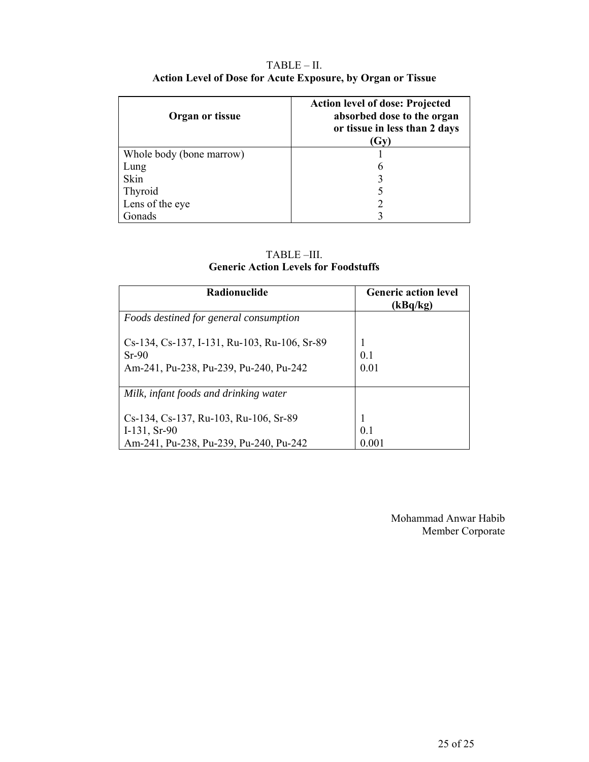TABLE – II.

**Action Level of Dose for Acute Exposure, by Organ or Tissue**

| Organ or tissue | Action level of dose: Projected absorbed dose to the organ or tissue in less than 2 days (Gy) |
|---|---|
| Whole body (bone marrow) | 1 |
| Lung | 6 |
| Skin | 3 |
| Thyroid | 5 |
| Lens of the eye | 2 |
| Gonads | 3 |

TABLE –III.

**Generic Action Levels for Foodstuffs**

| Radionuclide | Generic action level (kBq/kg) |
|---|---|
| *Foods destined for general consumption* | |
| Cs-134, Cs-137, I-131, Ru-103, Ru-106, Sr-89 | 1 |
| Sr-90 | 0.1 |
| Am-241, Pu-238, Pu-239, Pu-240, Pu-242 | 0.01 |
| *Milk, infant foods and drinking water* | |
| Cs-134, Cs-137, Ru-103, Ru-106, Sr-89 | 1 |
| I-131, Sr-90 | 0.1 |
| Am-241, Pu-238, Pu-239, Pu-240, Pu-242 | 0.001 |

Mohammad Anwar Habib
Member Corporate